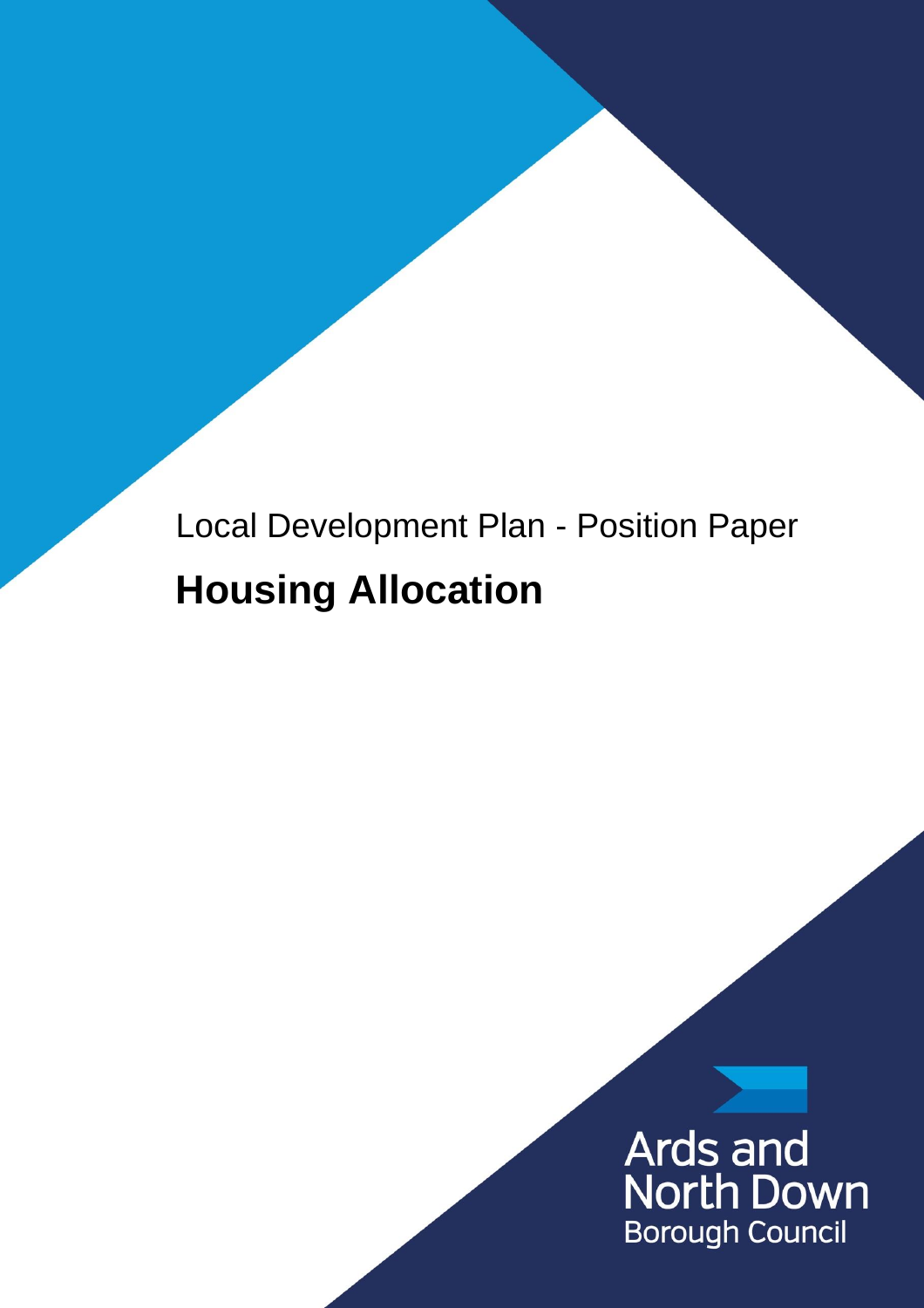Local Development Plan - Position Paper

# Housing Allocation

Ards and North Down Borough Council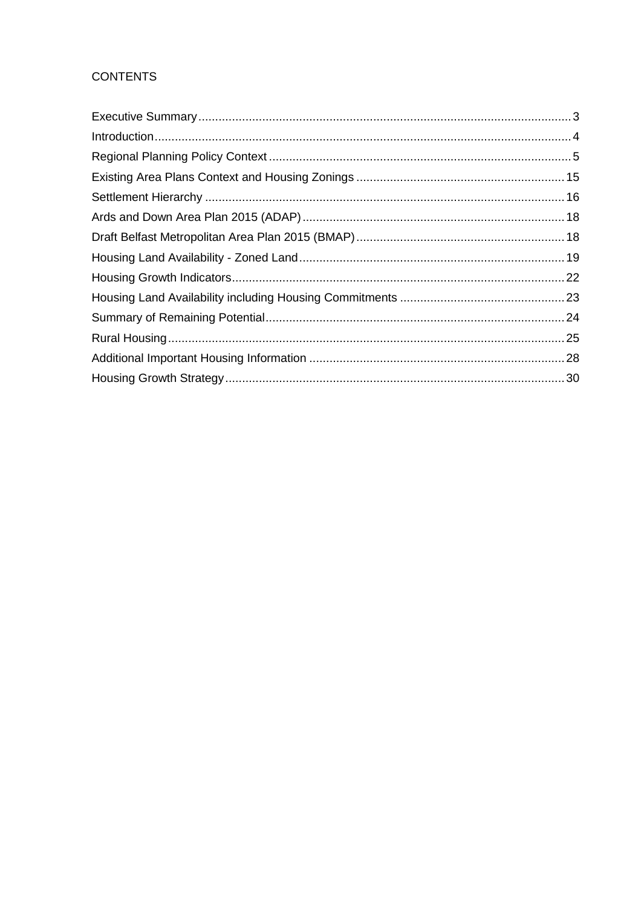# CONTENTS

| | |
|---|---|
| Executive Summary | 3 |
| Introduction | 4 |
| Regional Planning Policy Context | 5 |
| Existing Area Plans Context and Housing Zonings | 15 |
| Settlement Hierarchy | 16 |
| Ards and Down Area Plan 2015 (ADAP) | 18 |
| Draft Belfast Metropolitan Area Plan 2015 (BMAP) | 18 |
| Housing Land Availability - Zoned Land | 19 |
| Housing Growth Indicators | 22 |
| Housing Land Availability including Housing Commitments | 23 |
| Summary of Remaining Potential | 24 |
| Rural Housing | 25 |
| Additional Important Housing Information | 28 |
| Housing Growth Strategy | 30 |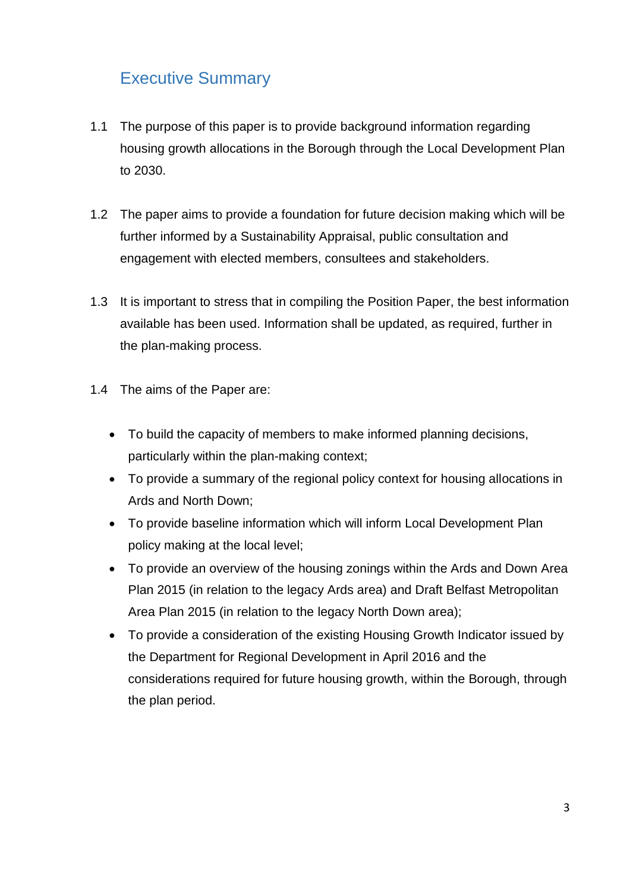# Executive Summary

1.1 The purpose of this paper is to provide background information regarding housing growth allocations in the Borough through the Local Development Plan to 2030.

1.2 The paper aims to provide a foundation for future decision making which will be further informed by a Sustainability Appraisal, public consultation and engagement with elected members, consultees and stakeholders.

1.3 It is important to stress that in compiling the Position Paper, the best information available has been used. Information shall be updated, as required, further in the plan-making process.

1.4 The aims of the Paper are:

- To build the capacity of members to make informed planning decisions, particularly within the plan-making context;
- To provide a summary of the regional policy context for housing allocations in Ards and North Down;
- To provide baseline information which will inform Local Development Plan policy making at the local level;
- To provide an overview of the housing zonings within the Ards and Down Area Plan 2015 (in relation to the legacy Ards area) and Draft Belfast Metropolitan Area Plan 2015 (in relation to the legacy North Down area);
- To provide a consideration of the existing Housing Growth Indicator issued by the Department for Regional Development in April 2016 and the considerations required for future housing growth, within the Borough, through the plan period.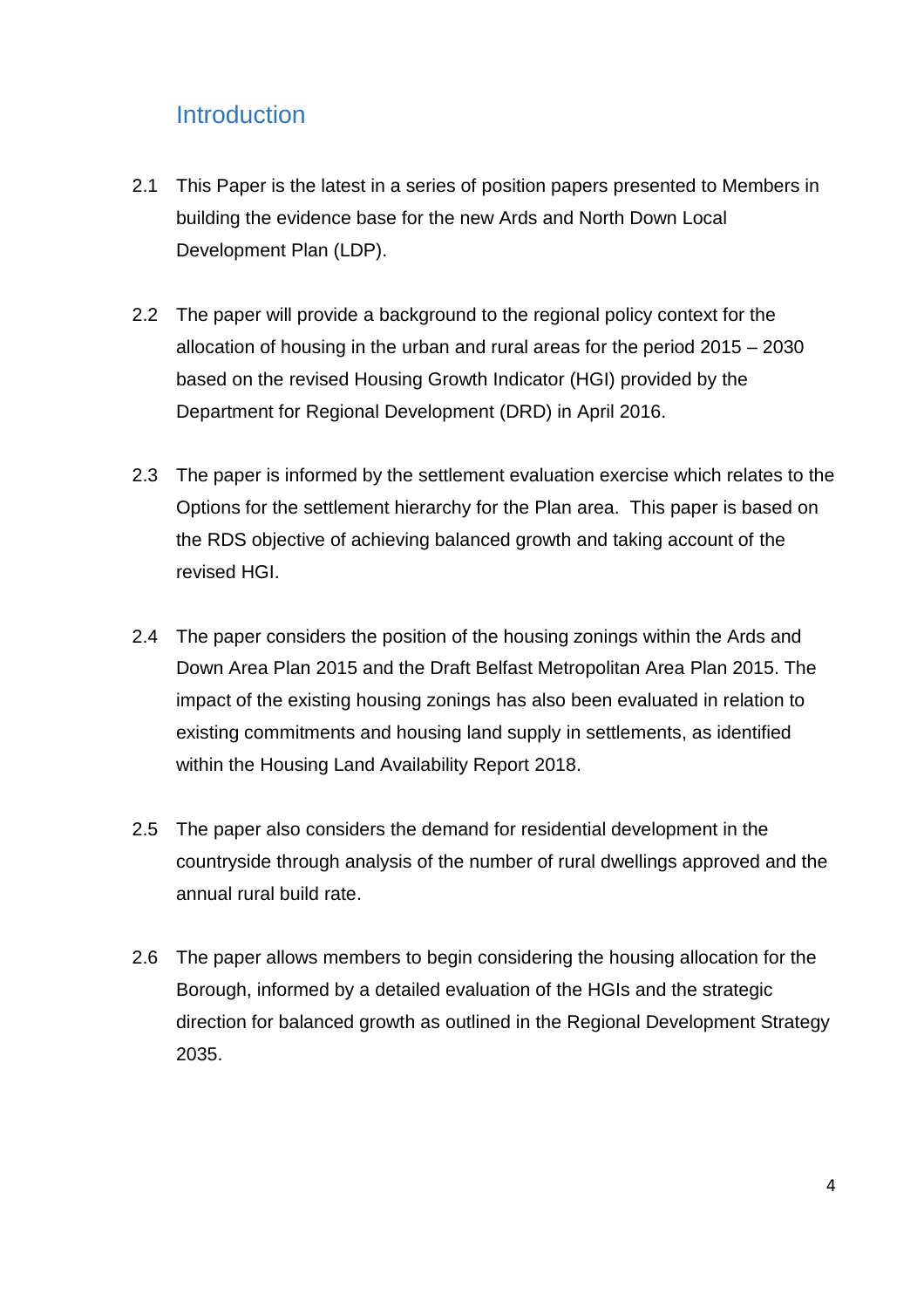## Introduction

2.1 This Paper is the latest in a series of position papers presented to Members in building the evidence base for the new Ards and North Down Local Development Plan (LDP).

2.2 The paper will provide a background to the regional policy context for the allocation of housing in the urban and rural areas for the period 2015 – 2030 based on the revised Housing Growth Indicator (HGI) provided by the Department for Regional Development (DRD) in April 2016.

2.3 The paper is informed by the settlement evaluation exercise which relates to the Options for the settlement hierarchy for the Plan area. This paper is based on the RDS objective of achieving balanced growth and taking account of the revised HGI.

2.4 The paper considers the position of the housing zonings within the Ards and Down Area Plan 2015 and the Draft Belfast Metropolitan Area Plan 2015. The impact of the existing housing zonings has also been evaluated in relation to existing commitments and housing land supply in settlements, as identified within the Housing Land Availability Report 2018.

2.5 The paper also considers the demand for residential development in the countryside through analysis of the number of rural dwellings approved and the annual rural build rate.

2.6 The paper allows members to begin considering the housing allocation for the Borough, informed by a detailed evaluation of the HGIs and the strategic direction for balanced growth as outlined in the Regional Development Strategy 2035.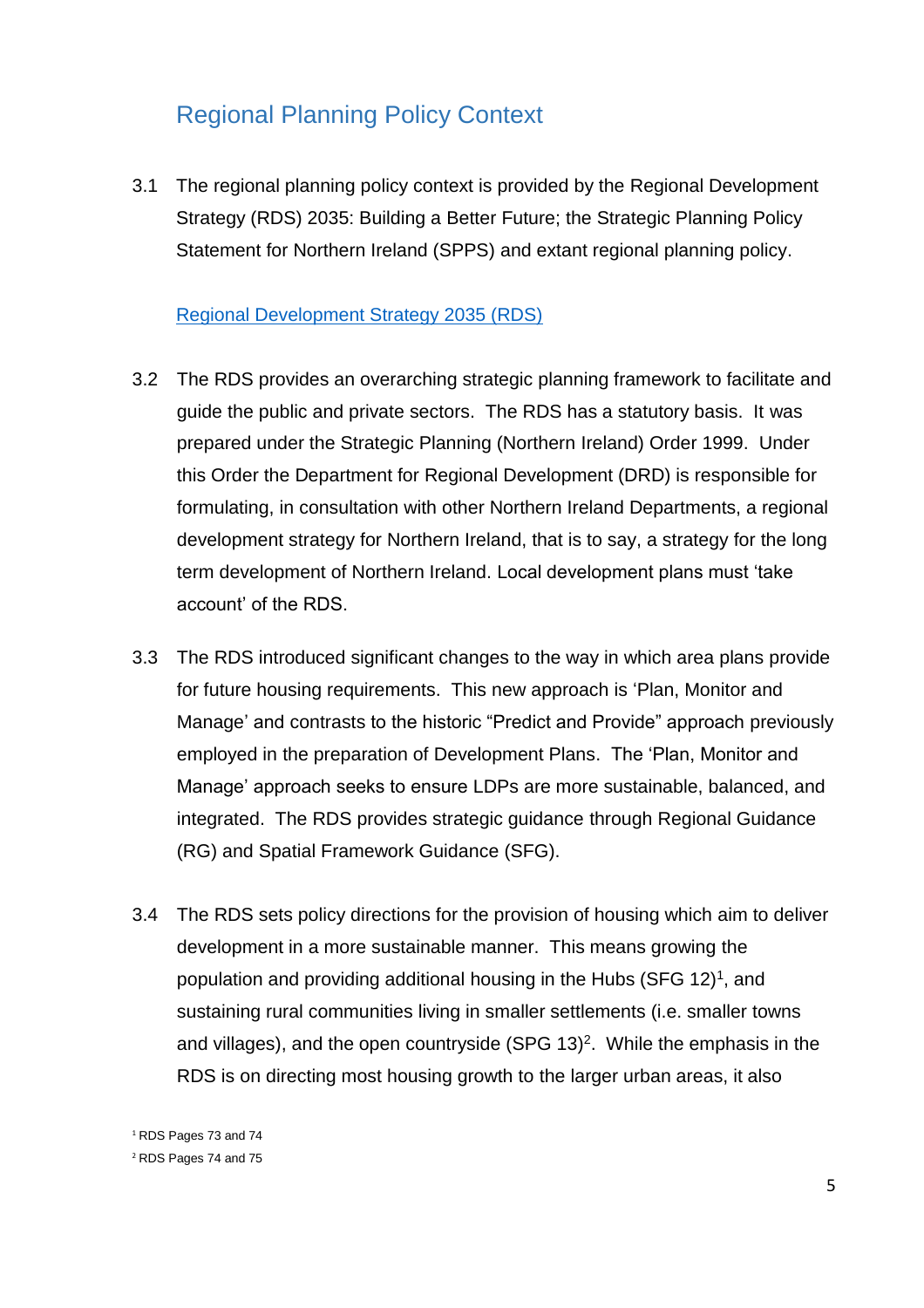## Regional Planning Policy Context

3.1 The regional planning policy context is provided by the Regional Development Strategy (RDS) 2035: Building a Better Future; the Strategic Planning Policy Statement for Northern Ireland (SPPS) and extant regional planning policy.

### Regional Development Strategy 2035 (RDS)

3.2 The RDS provides an overarching strategic planning framework to facilitate and guide the public and private sectors. The RDS has a statutory basis. It was prepared under the Strategic Planning (Northern Ireland) Order 1999. Under this Order the Department for Regional Development (DRD) is responsible for formulating, in consultation with other Northern Ireland Departments, a regional development strategy for Northern Ireland, that is to say, a strategy for the long term development of Northern Ireland. Local development plans must 'take account' of the RDS.

3.3 The RDS introduced significant changes to the way in which area plans provide for future housing requirements. This new approach is 'Plan, Monitor and Manage' and contrasts to the historic "Predict and Provide" approach previously employed in the preparation of Development Plans. The 'Plan, Monitor and Manage' approach seeks to ensure LDPs are more sustainable, balanced, and integrated. The RDS provides strategic guidance through Regional Guidance (RG) and Spatial Framework Guidance (SFG).

3.4 The RDS sets policy directions for the provision of housing which aim to deliver development in a more sustainable manner. This means growing the population and providing additional housing in the Hubs (SFG 12)[1], and sustaining rural communities living in smaller settlements (i.e. smaller towns and villages), and the open countryside (SPG 13)[2]. While the emphasis in the RDS is on directing most housing growth to the larger urban areas, it also

[1] RDS Pages 73 and 74

[2] RDS Pages 74 and 75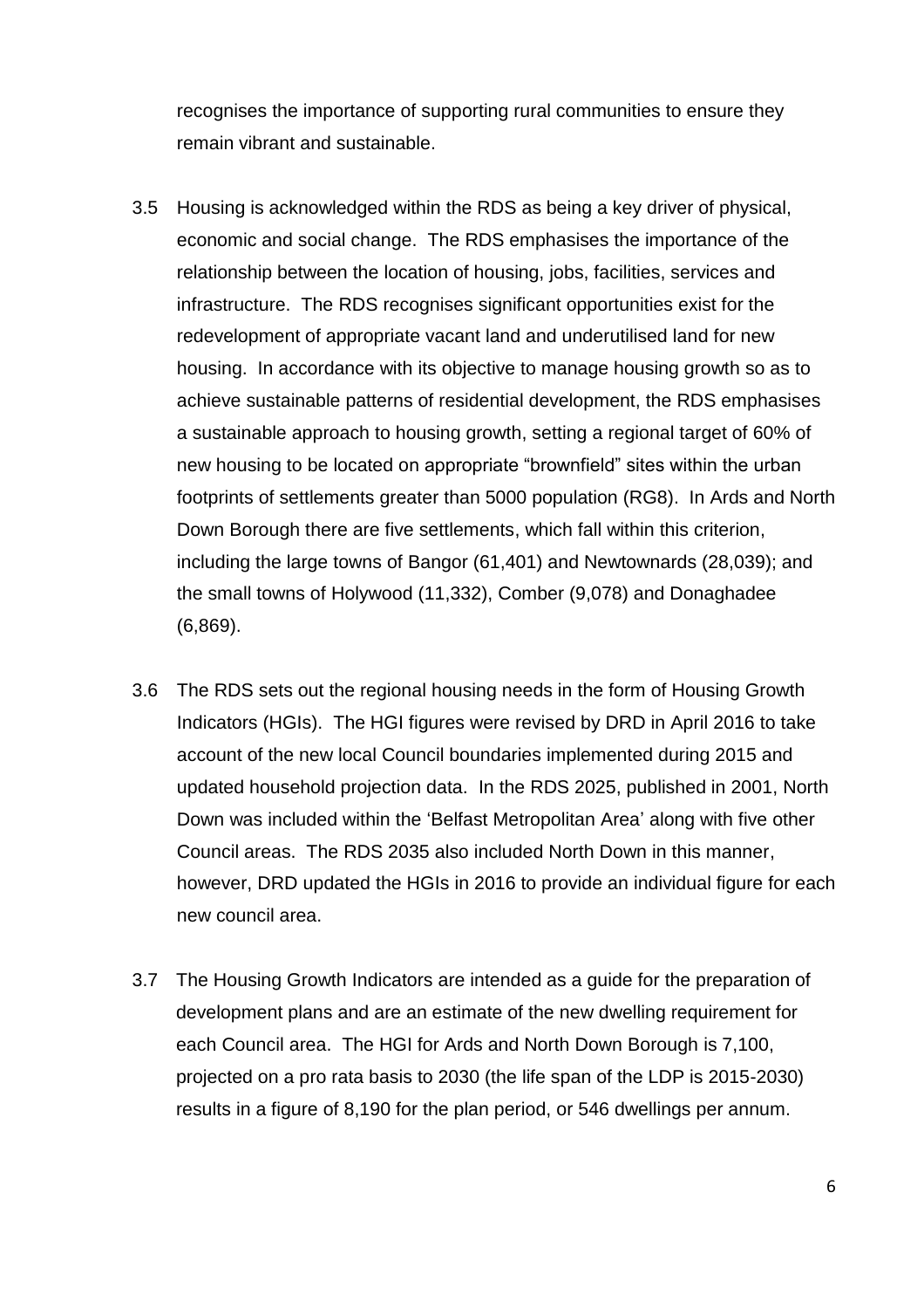recognises the importance of supporting rural communities to ensure they remain vibrant and sustainable.

3.5 Housing is acknowledged within the RDS as being a key driver of physical, economic and social change. The RDS emphasises the importance of the relationship between the location of housing, jobs, facilities, services and infrastructure. The RDS recognises significant opportunities exist for the redevelopment of appropriate vacant land and underutilised land for new housing. In accordance with its objective to manage housing growth so as to achieve sustainable patterns of residential development, the RDS emphasises a sustainable approach to housing growth, setting a regional target of 60% of new housing to be located on appropriate "brownfield" sites within the urban footprints of settlements greater than 5000 population (RG8). In Ards and North Down Borough there are five settlements, which fall within this criterion, including the large towns of Bangor (61,401) and Newtownards (28,039); and the small towns of Holywood (11,332), Comber (9,078) and Donaghadee (6,869).

3.6 The RDS sets out the regional housing needs in the form of Housing Growth Indicators (HGIs). The HGI figures were revised by DRD in April 2016 to take account of the new local Council boundaries implemented during 2015 and updated household projection data. In the RDS 2025, published in 2001, North Down was included within the 'Belfast Metropolitan Area' along with five other Council areas. The RDS 2035 also included North Down in this manner, however, DRD updated the HGIs in 2016 to provide an individual figure for each new council area.

3.7 The Housing Growth Indicators are intended as a guide for the preparation of development plans and are an estimate of the new dwelling requirement for each Council area. The HGI for Ards and North Down Borough is 7,100, projected on a pro rata basis to 2030 (the life span of the LDP is 2015-2030) results in a figure of 8,190 for the plan period, or 546 dwellings per annum.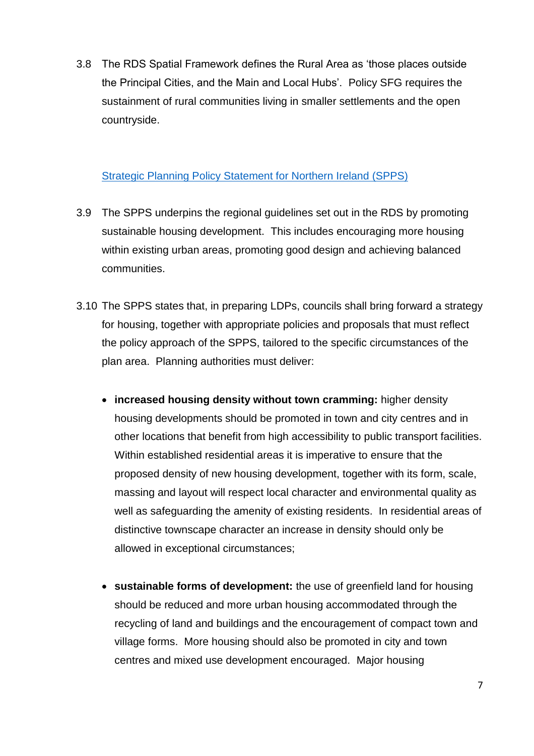3.8 The RDS Spatial Framework defines the Rural Area as 'those places outside the Principal Cities, and the Main and Local Hubs'. Policy SFG requires the sustainment of rural communities living in smaller settlements and the open countryside.

### Strategic Planning Policy Statement for Northern Ireland (SPPS)

3.9 The SPPS underpins the regional guidelines set out in the RDS by promoting sustainable housing development. This includes encouraging more housing within existing urban areas, promoting good design and achieving balanced communities.

3.10 The SPPS states that, in preparing LDPs, councils shall bring forward a strategy for housing, together with appropriate policies and proposals that must reflect the policy approach of the SPPS, tailored to the specific circumstances of the plan area. Planning authorities must deliver:

- **increased housing density without town cramming:** higher density housing developments should be promoted in town and city centres and in other locations that benefit from high accessibility to public transport facilities. Within established residential areas it is imperative to ensure that the proposed density of new housing development, together with its form, scale, massing and layout will respect local character and environmental quality as well as safeguarding the amenity of existing residents. In residential areas of distinctive townscape character an increase in density should only be allowed in exceptional circumstances;

- **sustainable forms of development:** the use of greenfield land for housing should be reduced and more urban housing accommodated through the recycling of land and buildings and the encouragement of compact town and village forms. More housing should also be promoted in city and town centres and mixed use development encouraged. Major housing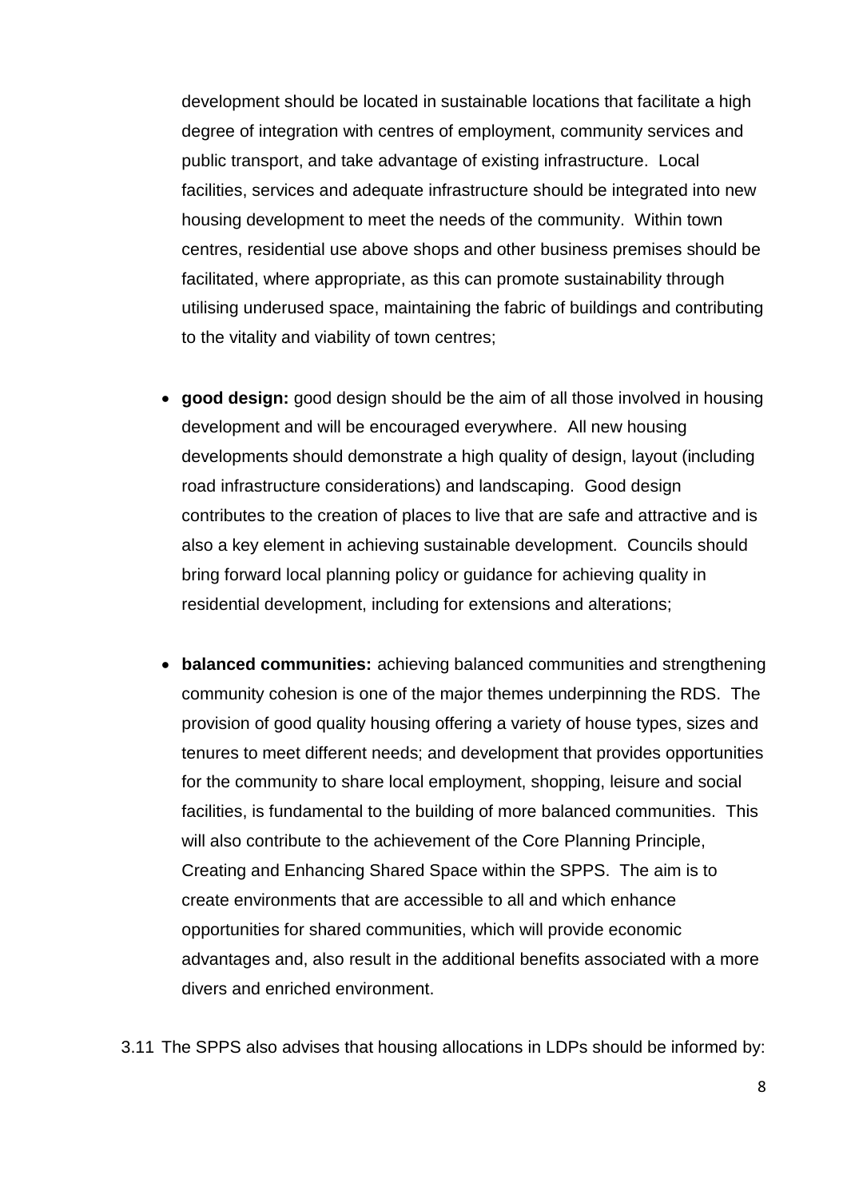development should be located in sustainable locations that facilitate a high degree of integration with centres of employment, community services and public transport, and take advantage of existing infrastructure. Local facilities, services and adequate infrastructure should be integrated into new housing development to meet the needs of the community. Within town centres, residential use above shops and other business premises should be facilitated, where appropriate, as this can promote sustainability through utilising underused space, maintaining the fabric of buildings and contributing to the vitality and viability of town centres;

- **good design:** good design should be the aim of all those involved in housing development and will be encouraged everywhere. All new housing developments should demonstrate a high quality of design, layout (including road infrastructure considerations) and landscaping. Good design contributes to the creation of places to live that are safe and attractive and is also a key element in achieving sustainable development. Councils should bring forward local planning policy or guidance for achieving quality in residential development, including for extensions and alterations;

- **balanced communities:** achieving balanced communities and strengthening community cohesion is one of the major themes underpinning the RDS. The provision of good quality housing offering a variety of house types, sizes and tenures to meet different needs; and development that provides opportunities for the community to share local employment, shopping, leisure and social facilities, is fundamental to the building of more balanced communities. This will also contribute to the achievement of the Core Planning Principle, Creating and Enhancing Shared Space within the SPPS. The aim is to create environments that are accessible to all and which enhance opportunities for shared communities, which will provide economic advantages and, also result in the additional benefits associated with a more divers and enriched environment.

3.11 The SPPS also advises that housing allocations in LDPs should be informed by: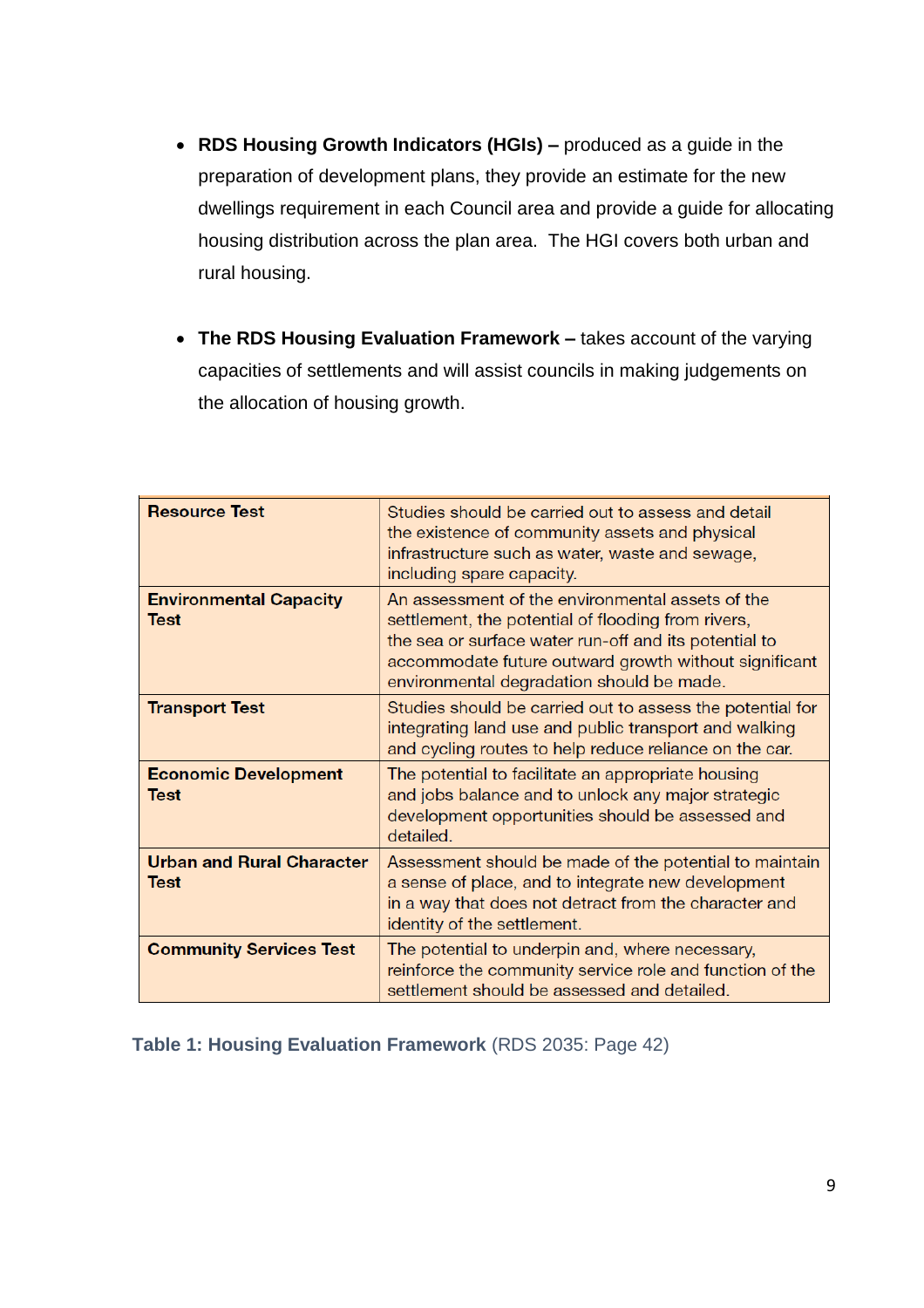- **RDS Housing Growth Indicators (HGIs) –** produced as a guide in the preparation of development plans, they provide an estimate for the new dwellings requirement in each Council area and provide a guide for allocating housing distribution across the plan area. The HGI covers both urban and rural housing.

- **The RDS Housing Evaluation Framework –** takes account of the varying capacities of settlements and will assist councils in making judgements on the allocation of housing growth.

| | |
|---|---|
| **Resource Test** | Studies should be carried out to assess and detail the existence of community assets and physical infrastructure such as water, waste and sewage, including spare capacity. |
| **Environmental Capacity Test** | An assessment of the environmental assets of the settlement, the potential of flooding from rivers, the sea or surface water run-off and its potential to accommodate future outward growth without significant environmental degradation should be made. |
| **Transport Test** | Studies should be carried out to assess the potential for integrating land use and public transport and walking and cycling routes to help reduce reliance on the car. |
| **Economic Development Test** | The potential to facilitate an appropriate housing and jobs balance and to unlock any major strategic development opportunities should be assessed and detailed. |
| **Urban and Rural Character Test** | Assessment should be made of the potential to maintain a sense of place, and to integrate new development in a way that does not detract from the character and identity of the settlement. |
| **Community Services Test** | The potential to underpin and, where necessary, reinforce the community service role and function of the settlement should be assessed and detailed. |

**Table 1: Housing Evaluation Framework** (RDS 2035: Page 42)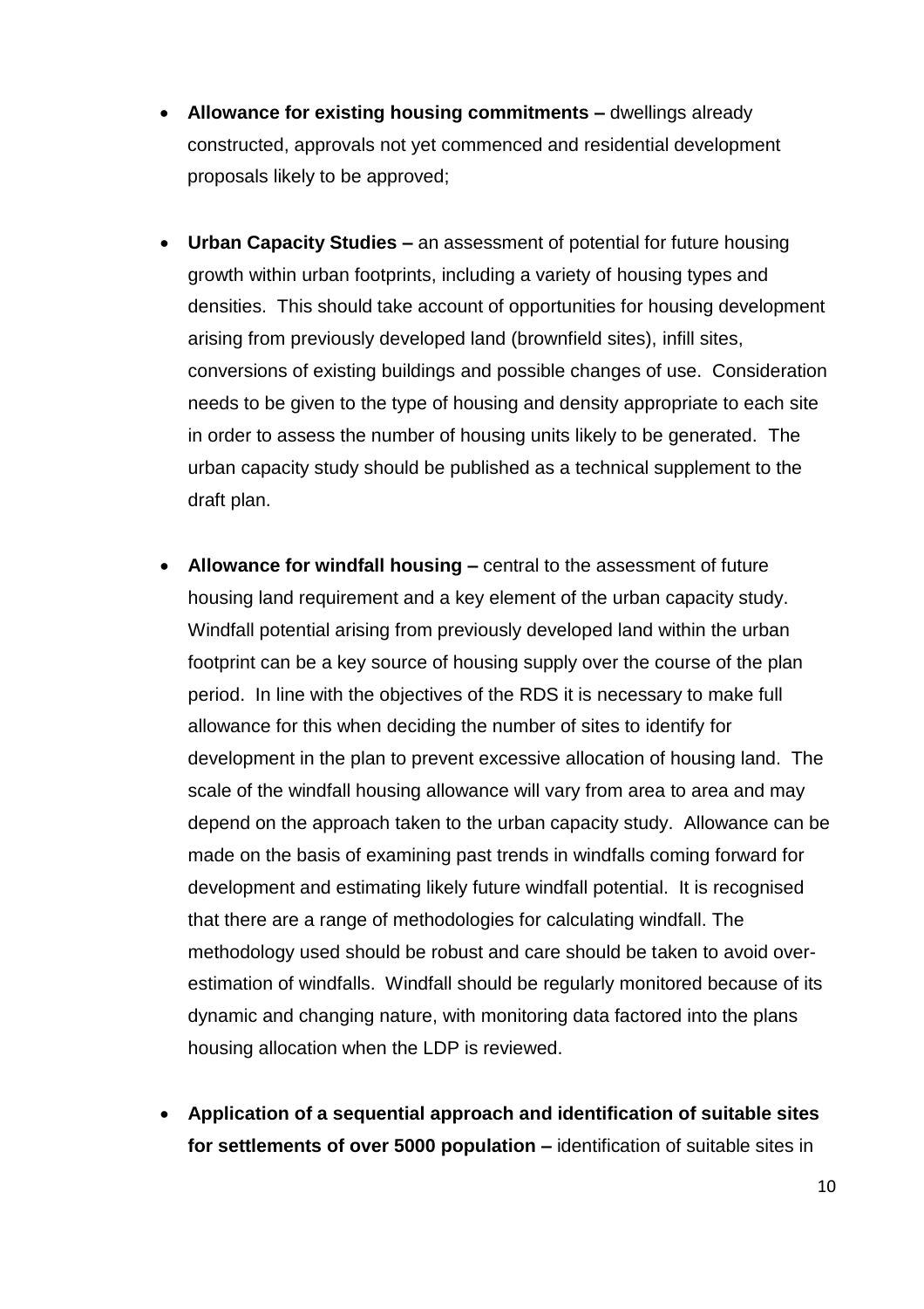- **Allowance for existing housing commitments –** dwellings already constructed, approvals not yet commenced and residential development proposals likely to be approved;

- **Urban Capacity Studies –** an assessment of potential for future housing growth within urban footprints, including a variety of housing types and densities. This should take account of opportunities for housing development arising from previously developed land (brownfield sites), infill sites, conversions of existing buildings and possible changes of use. Consideration needs to be given to the type of housing and density appropriate to each site in order to assess the number of housing units likely to be generated. The urban capacity study should be published as a technical supplement to the draft plan.

- **Allowance for windfall housing –** central to the assessment of future housing land requirement and a key element of the urban capacity study. Windfall potential arising from previously developed land within the urban footprint can be a key source of housing supply over the course of the plan period. In line with the objectives of the RDS it is necessary to make full allowance for this when deciding the number of sites to identify for development in the plan to prevent excessive allocation of housing land. The scale of the windfall housing allowance will vary from area to area and may depend on the approach taken to the urban capacity study. Allowance can be made on the basis of examining past trends in windfalls coming forward for development and estimating likely future windfall potential. It is recognised that there are a range of methodologies for calculating windfall. The methodology used should be robust and care should be taken to avoid over-estimation of windfalls. Windfall should be regularly monitored because of its dynamic and changing nature, with monitoring data factored into the plans housing allocation when the LDP is reviewed.

- **Application of a sequential approach and identification of suitable sites for settlements of over 5000 population –** identification of suitable sites in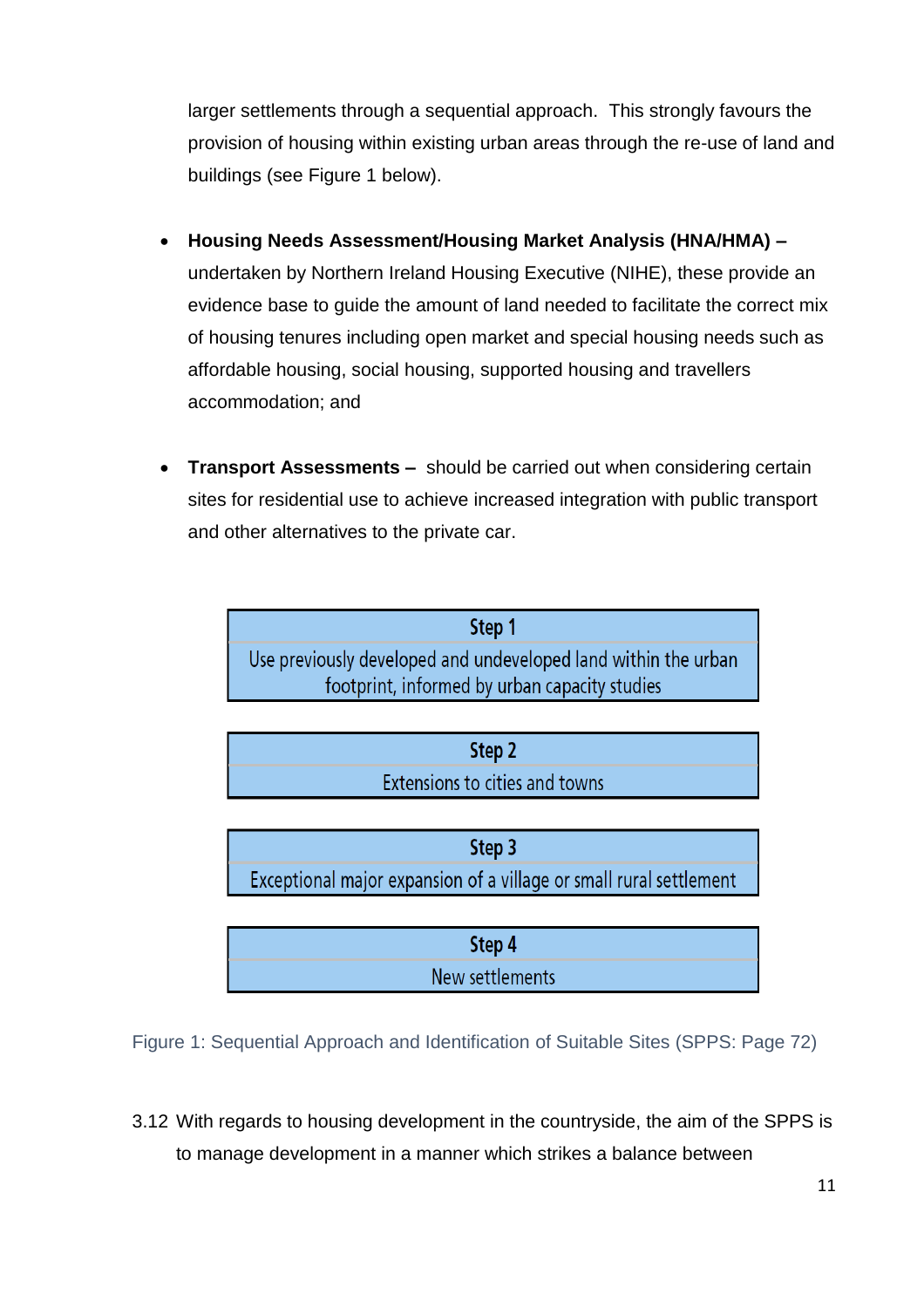larger settlements through a sequential approach. This strongly favours the provision of housing within existing urban areas through the re-use of land and buildings (see Figure 1 below).

- **Housing Needs Assessment/Housing Market Analysis (HNA/HMA) –** undertaken by Northern Ireland Housing Executive (NIHE), these provide an evidence base to guide the amount of land needed to facilitate the correct mix of housing tenures including open market and special housing needs such as affordable housing, social housing, supported housing and travellers accommodation; and

- **Transport Assessments –** should be carried out when considering certain sites for residential use to achieve increased integration with public transport and other alternatives to the private car.

| Step 1 |
|---|
| Use previously developed and undeveloped land within the urban footprint, informed by urban capacity studies |

| Step 2 |
|---|
| Extensions to cities and towns |

| Step 3 |
|---|
| Exceptional major expansion of a village or small rural settlement |

| Step 4 |
|---|
| New settlements |

Figure 1: Sequential Approach and Identification of Suitable Sites (SPPS: Page 72)

3.12 With regards to housing development in the countryside, the aim of the SPPS is to manage development in a manner which strikes a balance between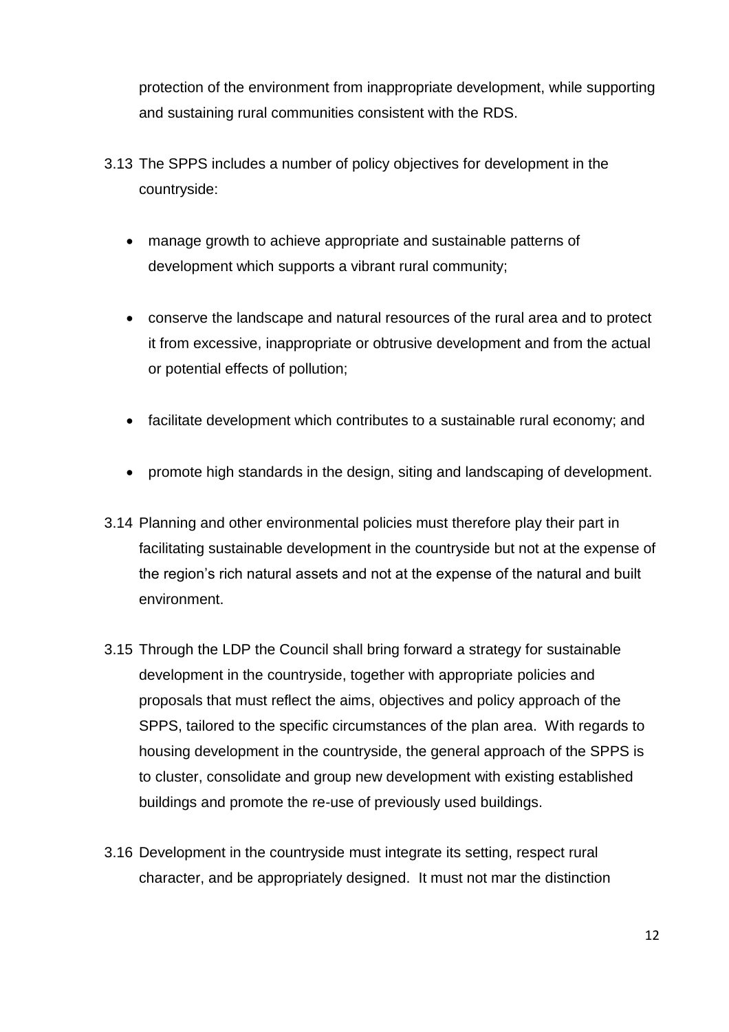protection of the environment from inappropriate development, while supporting and sustaining rural communities consistent with the RDS.

3.13 The SPPS includes a number of policy objectives for development in the countryside:

- manage growth to achieve appropriate and sustainable patterns of development which supports a vibrant rural community;
- conserve the landscape and natural resources of the rural area and to protect it from excessive, inappropriate or obtrusive development and from the actual or potential effects of pollution;
- facilitate development which contributes to a sustainable rural economy; and
- promote high standards in the design, siting and landscaping of development.

3.14 Planning and other environmental policies must therefore play their part in facilitating sustainable development in the countryside but not at the expense of the region's rich natural assets and not at the expense of the natural and built environment.

3.15 Through the LDP the Council shall bring forward a strategy for sustainable development in the countryside, together with appropriate policies and proposals that must reflect the aims, objectives and policy approach of the SPPS, tailored to the specific circumstances of the plan area. With regards to housing development in the countryside, the general approach of the SPPS is to cluster, consolidate and group new development with existing established buildings and promote the re-use of previously used buildings.

3.16 Development in the countryside must integrate its setting, respect rural character, and be appropriately designed. It must not mar the distinction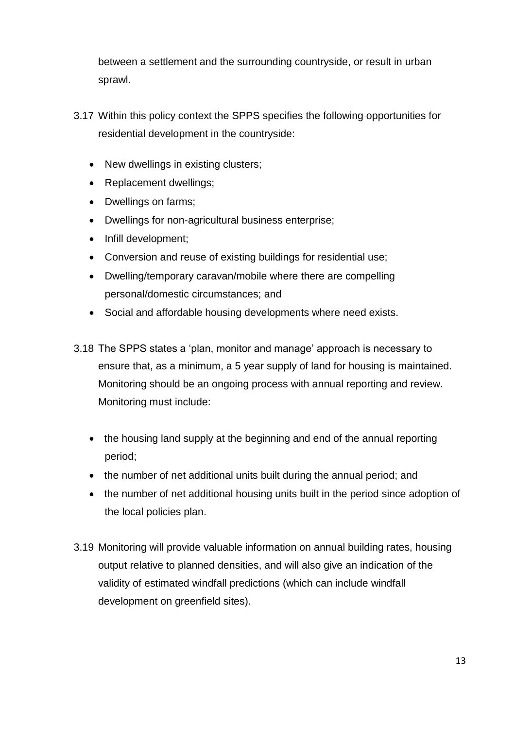between a settlement and the surrounding countryside, or result in urban sprawl.

3.17 Within this policy context the SPPS specifies the following opportunities for residential development in the countryside:

- New dwellings in existing clusters;
- Replacement dwellings;
- Dwellings on farms;
- Dwellings for non-agricultural business enterprise;
- Infill development;
- Conversion and reuse of existing buildings for residential use;
- Dwelling/temporary caravan/mobile where there are compelling personal/domestic circumstances; and
- Social and affordable housing developments where need exists.

3.18 The SPPS states a 'plan, monitor and manage' approach is necessary to ensure that, as a minimum, a 5 year supply of land for housing is maintained. Monitoring should be an ongoing process with annual reporting and review. Monitoring must include:

- the housing land supply at the beginning and end of the annual reporting period;
- the number of net additional units built during the annual period; and
- the number of net additional housing units built in the period since adoption of the local policies plan.

3.19 Monitoring will provide valuable information on annual building rates, housing output relative to planned densities, and will also give an indication of the validity of estimated windfall predictions (which can include windfall development on greenfield sites).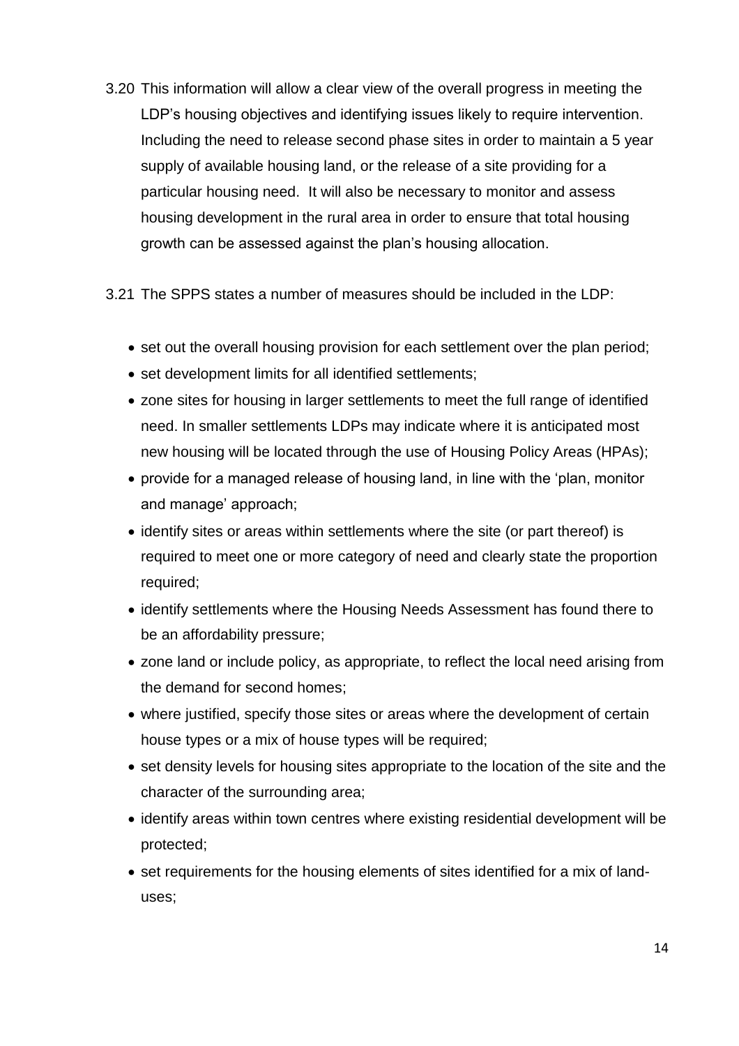3.20 This information will allow a clear view of the overall progress in meeting the LDP's housing objectives and identifying issues likely to require intervention. Including the need to release second phase sites in order to maintain a 5 year supply of available housing land, or the release of a site providing for a particular housing need. It will also be necessary to monitor and assess housing development in the rural area in order to ensure that total housing growth can be assessed against the plan's housing allocation.

3.21 The SPPS states a number of measures should be included in the LDP:

- set out the overall housing provision for each settlement over the plan period;
- set development limits for all identified settlements;
- zone sites for housing in larger settlements to meet the full range of identified need. In smaller settlements LDPs may indicate where it is anticipated most new housing will be located through the use of Housing Policy Areas (HPAs);
- provide for a managed release of housing land, in line with the 'plan, monitor and manage' approach;
- identify sites or areas within settlements where the site (or part thereof) is required to meet one or more category of need and clearly state the proportion required;
- identify settlements where the Housing Needs Assessment has found there to be an affordability pressure;
- zone land or include policy, as appropriate, to reflect the local need arising from the demand for second homes;
- where justified, specify those sites or areas where the development of certain house types or a mix of house types will be required;
- set density levels for housing sites appropriate to the location of the site and the character of the surrounding area;
- identify areas within town centres where existing residential development will be protected;
- set requirements for the housing elements of sites identified for a mix of land-uses;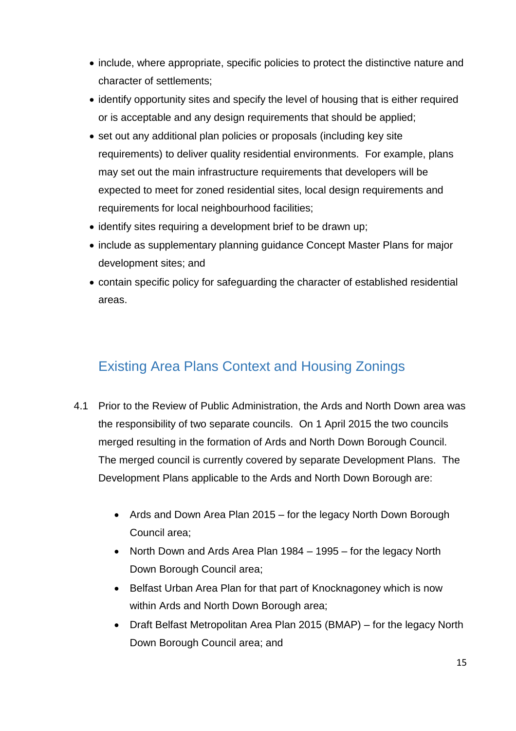- include, where appropriate, specific policies to protect the distinctive nature and character of settlements;
- identify opportunity sites and specify the level of housing that is either required or is acceptable and any design requirements that should be applied;
- set out any additional plan policies or proposals (including key site requirements) to deliver quality residential environments. For example, plans may set out the main infrastructure requirements that developers will be expected to meet for zoned residential sites, local design requirements and requirements for local neighbourhood facilities;
- identify sites requiring a development brief to be drawn up;
- include as supplementary planning guidance Concept Master Plans for major development sites; and
- contain specific policy for safeguarding the character of established residential areas.

## Existing Area Plans Context and Housing Zonings

4.1 Prior to the Review of Public Administration, the Ards and North Down area was the responsibility of two separate councils. On 1 April 2015 the two councils merged resulting in the formation of Ards and North Down Borough Council. The merged council is currently covered by separate Development Plans. The Development Plans applicable to the Ards and North Down Borough are:

- Ards and Down Area Plan 2015 – for the legacy North Down Borough Council area;
- North Down and Ards Area Plan 1984 – 1995 – for the legacy North Down Borough Council area;
- Belfast Urban Area Plan for that part of Knocknagoney which is now within Ards and North Down Borough area;
- Draft Belfast Metropolitan Area Plan 2015 (BMAP) – for the legacy North Down Borough Council area; and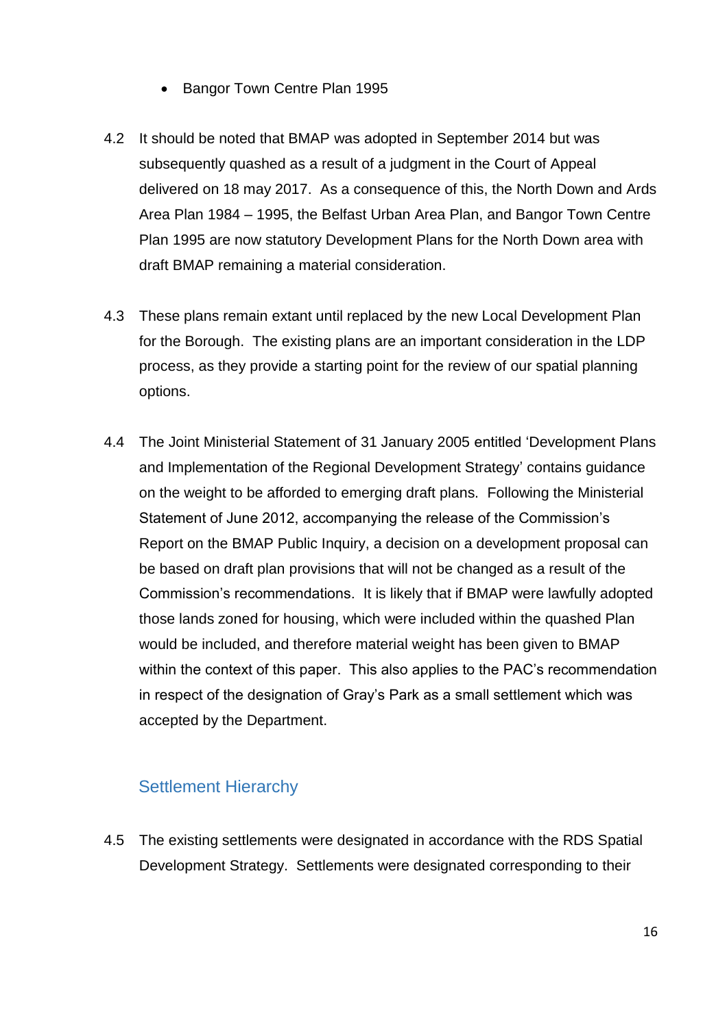- Bangor Town Centre Plan 1995

4.2 It should be noted that BMAP was adopted in September 2014 but was subsequently quashed as a result of a judgment in the Court of Appeal delivered on 18 may 2017. As a consequence of this, the North Down and Ards Area Plan 1984 – 1995, the Belfast Urban Area Plan, and Bangor Town Centre Plan 1995 are now statutory Development Plans for the North Down area with draft BMAP remaining a material consideration.

4.3 These plans remain extant until replaced by the new Local Development Plan for the Borough. The existing plans are an important consideration in the LDP process, as they provide a starting point for the review of our spatial planning options.

4.4 The Joint Ministerial Statement of 31 January 2005 entitled 'Development Plans and Implementation of the Regional Development Strategy' contains guidance on the weight to be afforded to emerging draft plans. Following the Ministerial Statement of June 2012, accompanying the release of the Commission's Report on the BMAP Public Inquiry, a decision on a development proposal can be based on draft plan provisions that will not be changed as a result of the Commission's recommendations. It is likely that if BMAP were lawfully adopted those lands zoned for housing, which were included within the quashed Plan would be included, and therefore material weight has been given to BMAP within the context of this paper. This also applies to the PAC's recommendation in respect of the designation of Gray's Park as a small settlement which was accepted by the Department.

## Settlement Hierarchy

4.5 The existing settlements were designated in accordance with the RDS Spatial Development Strategy. Settlements were designated corresponding to their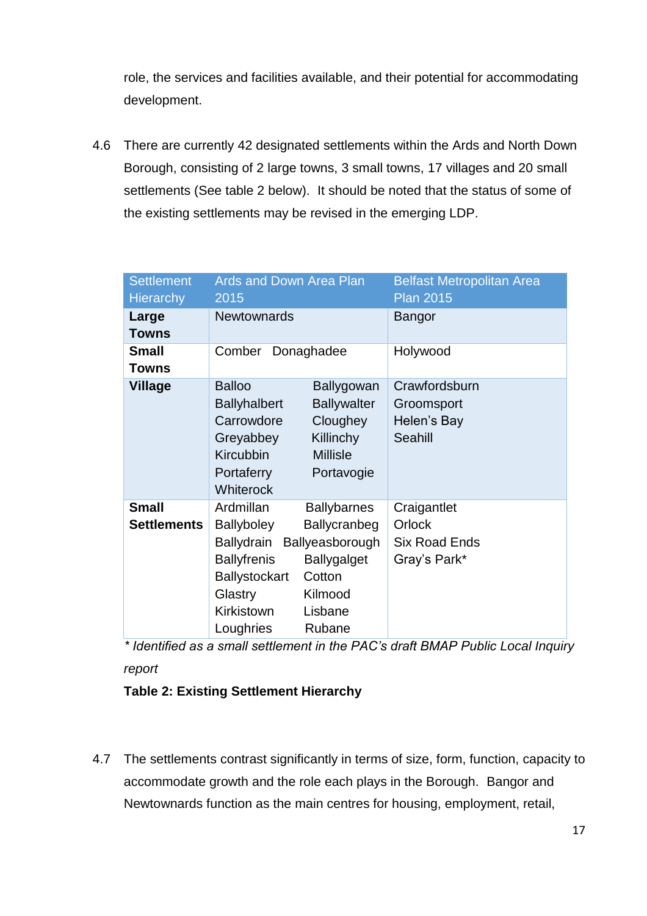role, the services and facilities available, and their potential for accommodating development.

4.6 There are currently 42 designated settlements within the Ards and North Down Borough, consisting of 2 large towns, 3 small towns, 17 villages and 20 small settlements (See table 2 below). It should be noted that the status of some of the existing settlements may be revised in the emerging LDP.

| Settlement Hierarchy | Ards and Down Area Plan 2015 | Belfast Metropolitan Area Plan 2015 |
|---|---|---|
| **Large Towns** | Newtownards | Bangor |
| **Small Towns** | Comber Donaghadee | Holywood |
| **Village** | Balloo Ballygowan Ballyhalbert Ballywalter Carrowdore Cloughey Greyabbey Killinchy Kircubbin Millisle Portaferry Portavogie Whiterock | Crawfordsburn Groomsport Helen's Bay Seahill |
| **Small Settlements** | Ardmillan Ballybarnes Ballyboley Ballycranbeg Ballydrain Ballyeasborough Ballyfrenis Ballygalget Ballystockart Cotton Glastry Kilmood Kirkistown Lisbane Loughries Rubane | Craigantlet Orlock Six Road Ends Gray's Park* |

*\* Identified as a small settlement in the PAC's draft BMAP Public Local Inquiry report*

**Table 2: Existing Settlement Hierarchy**

4.7 The settlements contrast significantly in terms of size, form, function, capacity to accommodate growth and the role each plays in the Borough. Bangor and Newtownards function as the main centres for housing, employment, retail,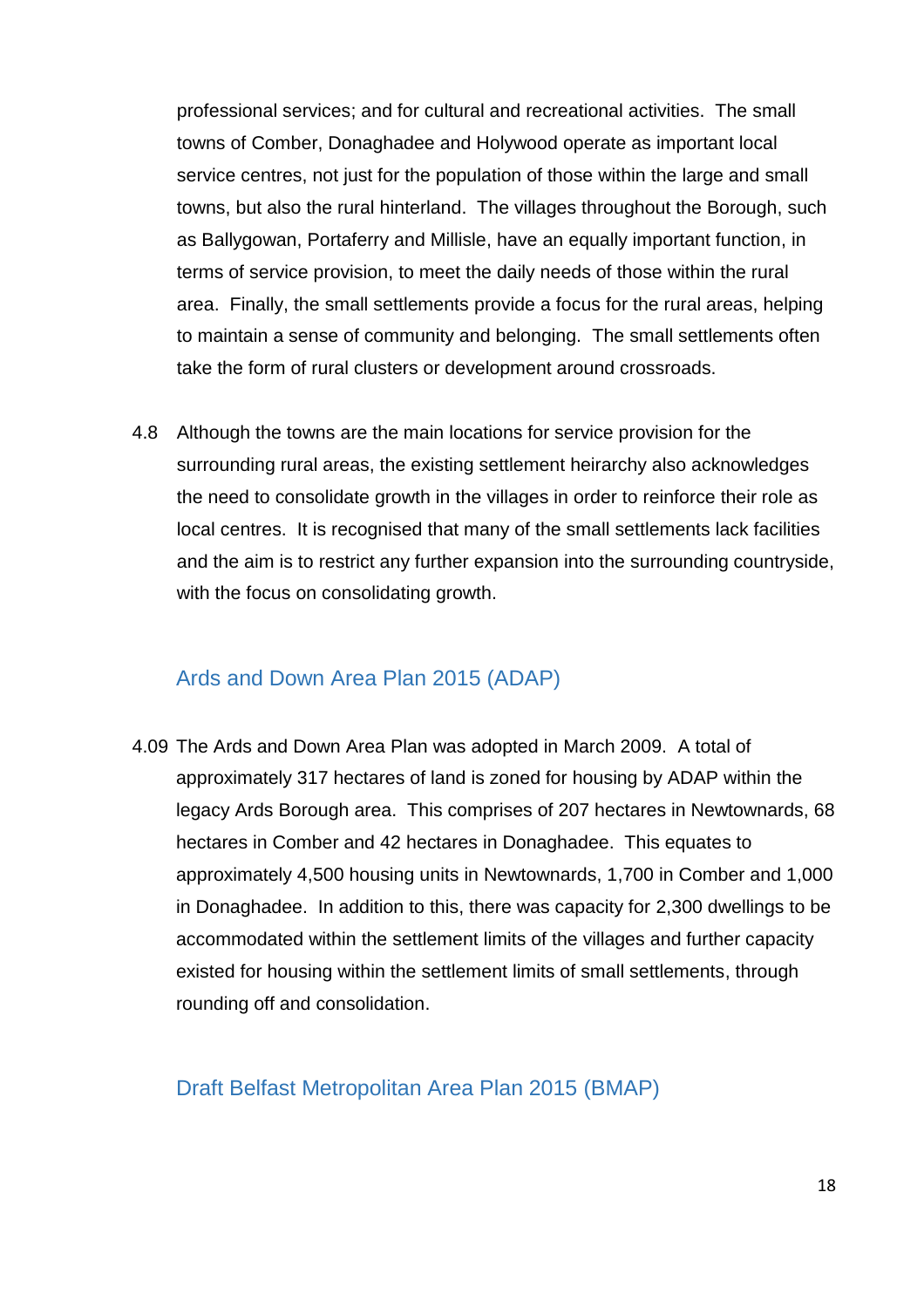professional services; and for cultural and recreational activities. The small towns of Comber, Donaghadee and Holywood operate as important local service centres, not just for the population of those within the large and small towns, but also the rural hinterland. The villages throughout the Borough, such as Ballygowan, Portaferry and Millisle, have an equally important function, in terms of service provision, to meet the daily needs of those within the rural area. Finally, the small settlements provide a focus for the rural areas, helping to maintain a sense of community and belonging. The small settlements often take the form of rural clusters or development around crossroads.

4.8 Although the towns are the main locations for service provision for the surrounding rural areas, the existing settlement heirarchy also acknowledges the need to consolidate growth in the villages in order to reinforce their role as local centres. It is recognised that many of the small settlements lack facilities and the aim is to restrict any further expansion into the surrounding countryside, with the focus on consolidating growth.

## Ards and Down Area Plan 2015 (ADAP)

4.09 The Ards and Down Area Plan was adopted in March 2009. A total of approximately 317 hectares of land is zoned for housing by ADAP within the legacy Ards Borough area. This comprises of 207 hectares in Newtownards, 68 hectares in Comber and 42 hectares in Donaghadee. This equates to approximately 4,500 housing units in Newtownards, 1,700 in Comber and 1,000 in Donaghadee. In addition to this, there was capacity for 2,300 dwellings to be accommodated within the settlement limits of the villages and further capacity existed for housing within the settlement limits of small settlements, through rounding off and consolidation.

## Draft Belfast Metropolitan Area Plan 2015 (BMAP)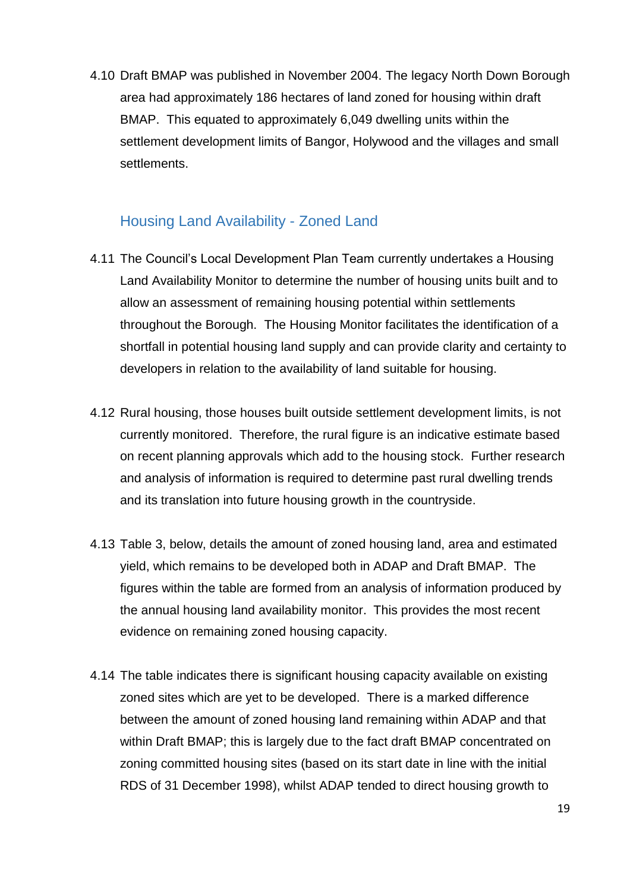4.10 Draft BMAP was published in November 2004. The legacy North Down Borough area had approximately 186 hectares of land zoned for housing within draft BMAP. This equated to approximately 6,049 dwelling units within the settlement development limits of Bangor, Holywood and the villages and small settlements.

### Housing Land Availability - Zoned Land

4.11 The Council's Local Development Plan Team currently undertakes a Housing Land Availability Monitor to determine the number of housing units built and to allow an assessment of remaining housing potential within settlements throughout the Borough. The Housing Monitor facilitates the identification of a shortfall in potential housing land supply and can provide clarity and certainty to developers in relation to the availability of land suitable for housing.

4.12 Rural housing, those houses built outside settlement development limits, is not currently monitored. Therefore, the rural figure is an indicative estimate based on recent planning approvals which add to the housing stock. Further research and analysis of information is required to determine past rural dwelling trends and its translation into future housing growth in the countryside.

4.13 Table 3, below, details the amount of zoned housing land, area and estimated yield, which remains to be developed both in ADAP and Draft BMAP. The figures within the table are formed from an analysis of information produced by the annual housing land availability monitor. This provides the most recent evidence on remaining zoned housing capacity.

4.14 The table indicates there is significant housing capacity available on existing zoned sites which are yet to be developed. There is a marked difference between the amount of zoned housing land remaining within ADAP and that within Draft BMAP; this is largely due to the fact draft BMAP concentrated on zoning committed housing sites (based on its start date in line with the initial RDS of 31 December 1998), whilst ADAP tended to direct housing growth to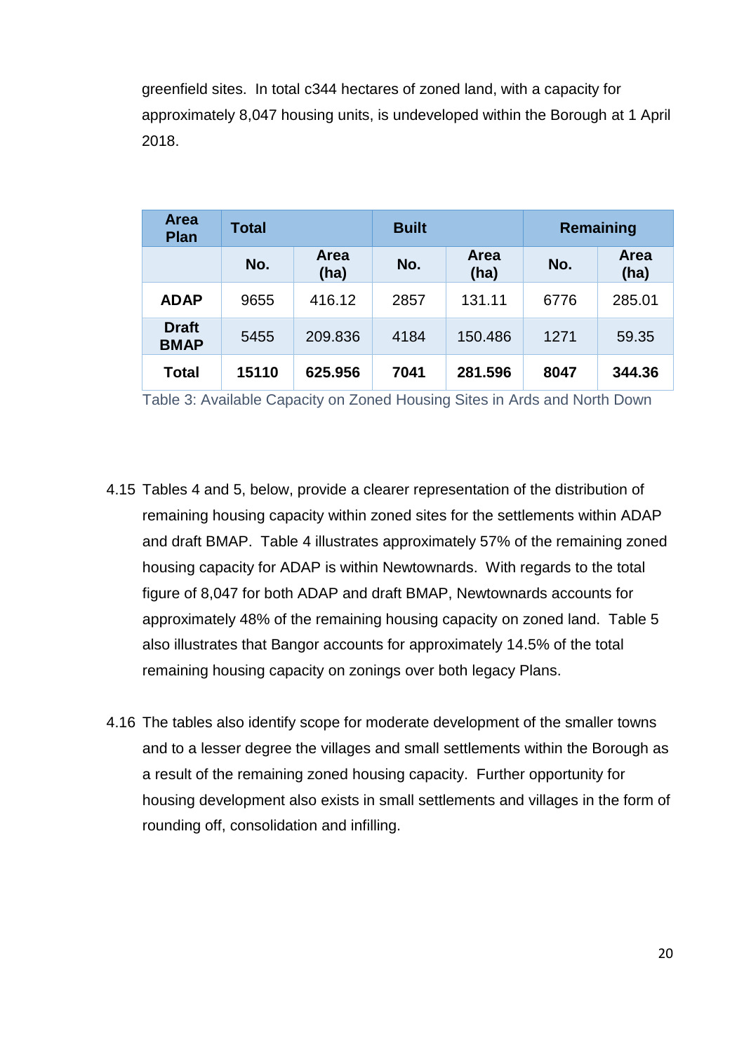greenfield sites. In total c344 hectares of zoned land, with a capacity for approximately 8,047 housing units, is undeveloped within the Borough at 1 April 2018.

| Area Plan | Total | | Built | | Remaining | |
|---|---|---|---|---|---|---|
| | No. | Area (ha) | No. | Area (ha) | No. | Area (ha) |
| **ADAP** | 9655 | 416.12 | 2857 | 131.11 | 6776 | 285.01 |
| **Draft BMAP** | 5455 | 209.836 | 4184 | 150.486 | 1271 | 59.35 |
| **Total** | **15110** | **625.956** | **7041** | **281.596** | **8047** | **344.36** |

Table 3: Available Capacity on Zoned Housing Sites in Ards and North Down

4.15 Tables 4 and 5, below, provide a clearer representation of the distribution of remaining housing capacity within zoned sites for the settlements within ADAP and draft BMAP. Table 4 illustrates approximately 57% of the remaining zoned housing capacity for ADAP is within Newtownards. With regards to the total figure of 8,047 for both ADAP and draft BMAP, Newtownards accounts for approximately 48% of the remaining housing capacity on zoned land. Table 5 also illustrates that Bangor accounts for approximately 14.5% of the total remaining housing capacity on zonings over both legacy Plans.

4.16 The tables also identify scope for moderate development of the smaller towns and to a lesser degree the villages and small settlements within the Borough as a result of the remaining zoned housing capacity. Further opportunity for housing development also exists in small settlements and villages in the form of rounding off, consolidation and infilling.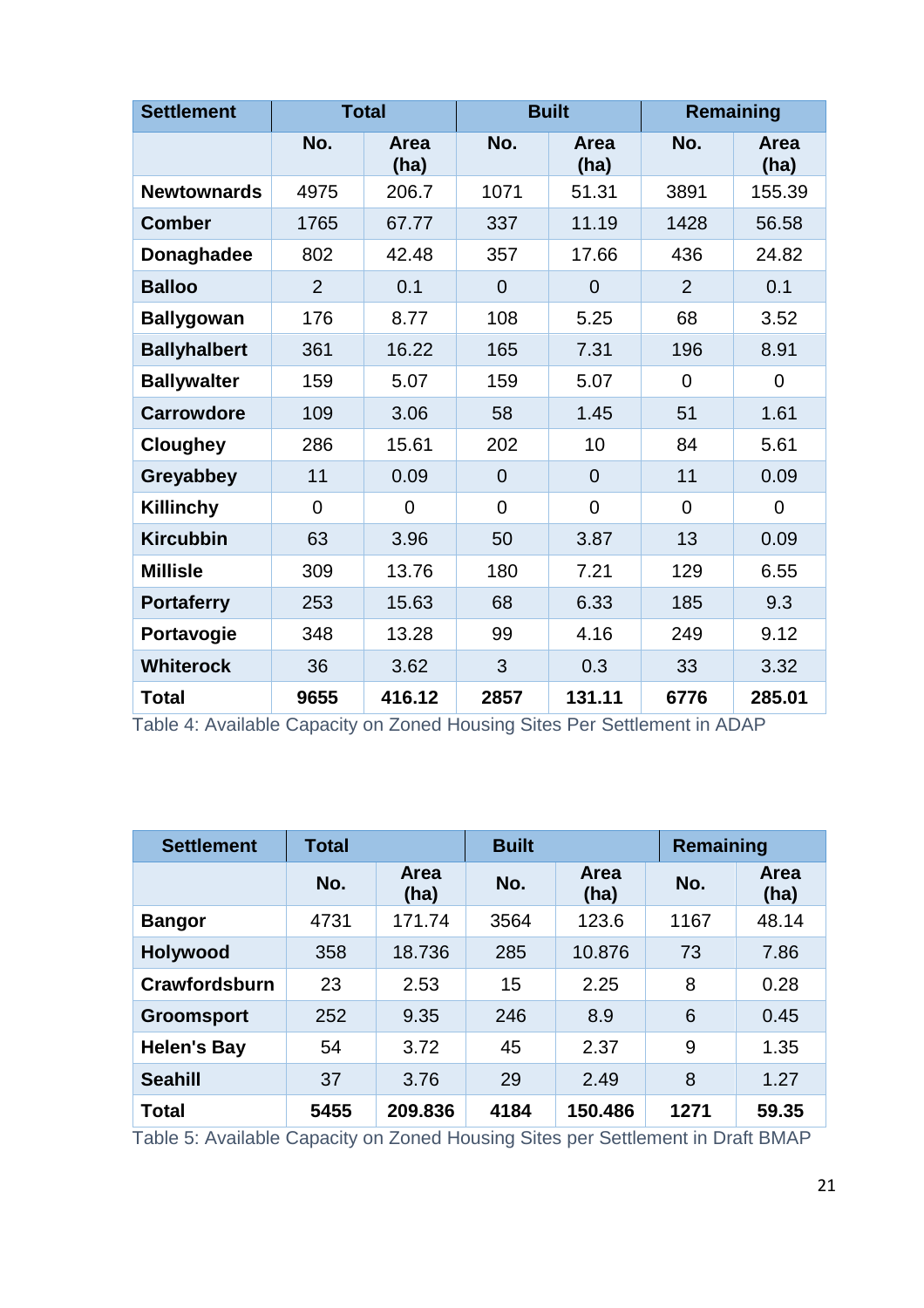| Settlement | Total | | Built | | Remaining | |
|---|---|---|---|---|---|---|
| | No. | Area (ha) | No. | Area (ha) | No. | Area (ha) |
| **Newtownards** | 4975 | 206.7 | 1071 | 51.31 | 3891 | 155.39 |
| **Comber** | 1765 | 67.77 | 337 | 11.19 | 1428 | 56.58 |
| **Donaghadee** | 802 | 42.48 | 357 | 17.66 | 436 | 24.82 |
| **Balloo** | 2 | 0.1 | 0 | 0 | 2 | 0.1 |
| **Ballygowan** | 176 | 8.77 | 108 | 5.25 | 68 | 3.52 |
| **Ballyhalbert** | 361 | 16.22 | 165 | 7.31 | 196 | 8.91 |
| **Ballywalter** | 159 | 5.07 | 159 | 5.07 | 0 | 0 |
| **Carrowdore** | 109 | 3.06 | 58 | 1.45 | 51 | 1.61 |
| **Cloughey** | 286 | 15.61 | 202 | 10 | 84 | 5.61 |
| **Greyabbey** | 11 | 0.09 | 0 | 0 | 11 | 0.09 |
| **Killinchy** | 0 | 0 | 0 | 0 | 0 | 0 |
| **Kircubbin** | 63 | 3.96 | 50 | 3.87 | 13 | 0.09 |
| **Millisle** | 309 | 13.76 | 180 | 7.21 | 129 | 6.55 |
| **Portaferry** | 253 | 15.63 | 68 | 6.33 | 185 | 9.3 |
| **Portavogie** | 348 | 13.28 | 99 | 4.16 | 249 | 9.12 |
| **Whiterock** | 36 | 3.62 | 3 | 0.3 | 33 | 3.32 |
| **Total** | **9655** | **416.12** | **2857** | **131.11** | **6776** | **285.01** |

Table 4: Available Capacity on Zoned Housing Sites Per Settlement in ADAP

| Settlement | Total | | Built | | Remaining | |
|---|---|---|---|---|---|---|
| | No. | Area (ha) | No. | Area (ha) | No. | Area (ha) |
| **Bangor** | 4731 | 171.74 | 3564 | 123.6 | 1167 | 48.14 |
| **Holywood** | 358 | 18.736 | 285 | 10.876 | 73 | 7.86 |
| **Crawfordsburn** | 23 | 2.53 | 15 | 2.25 | 8 | 0.28 |
| **Groomsport** | 252 | 9.35 | 246 | 8.9 | 6 | 0.45 |
| **Helen's Bay** | 54 | 3.72 | 45 | 2.37 | 9 | 1.35 |
| **Seahill** | 37 | 3.76 | 29 | 2.49 | 8 | 1.27 |
| **Total** | **5455** | **209.836** | **4184** | **150.486** | **1271** | **59.35** |

Table 5: Available Capacity on Zoned Housing Sites per Settlement in Draft BMAP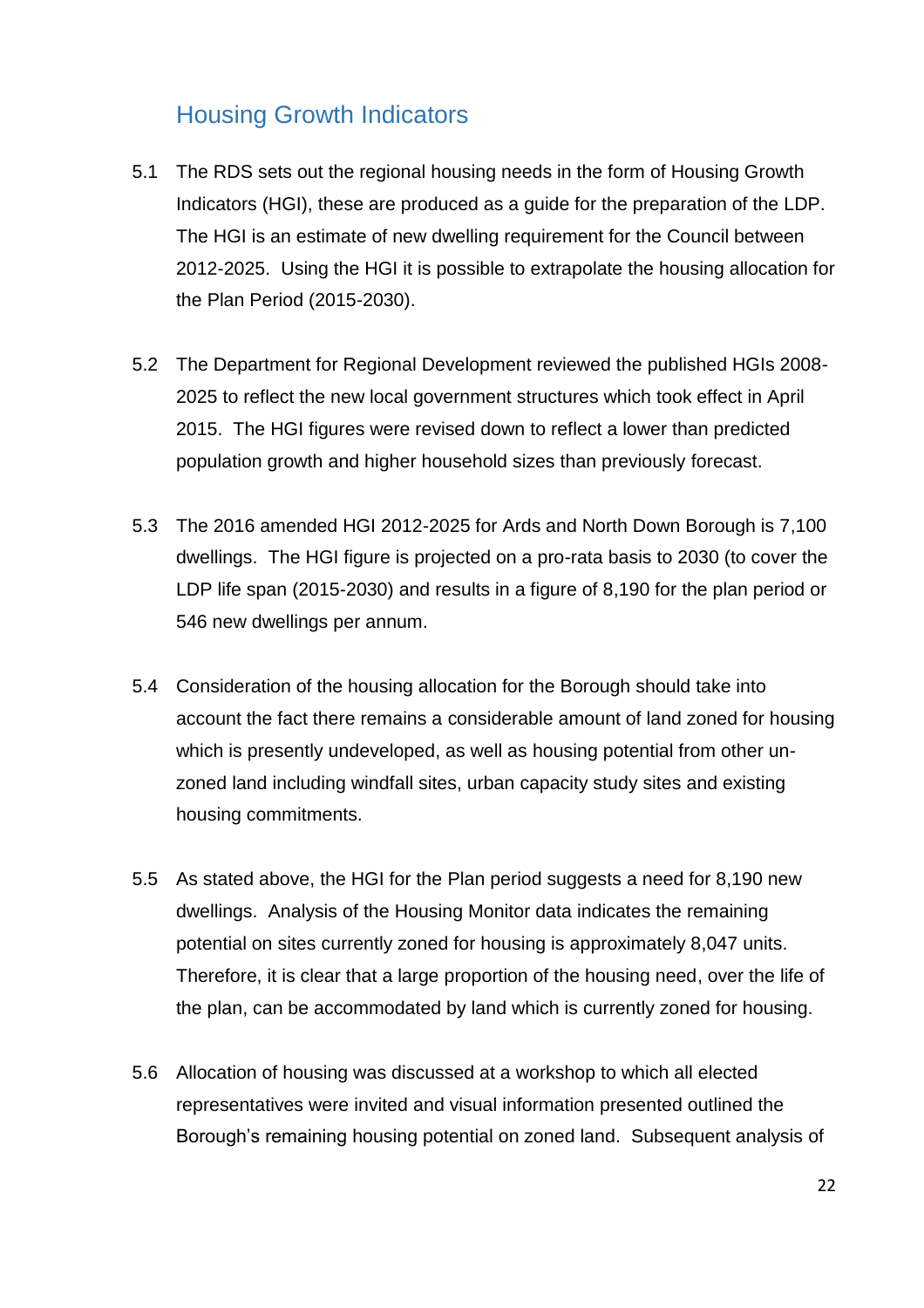## Housing Growth Indicators

5.1 The RDS sets out the regional housing needs in the form of Housing Growth Indicators (HGI), these are produced as a guide for the preparation of the LDP. The HGI is an estimate of new dwelling requirement for the Council between 2012-2025. Using the HGI it is possible to extrapolate the housing allocation for the Plan Period (2015-2030).

5.2 The Department for Regional Development reviewed the published HGIs 2008-2025 to reflect the new local government structures which took effect in April 2015. The HGI figures were revised down to reflect a lower than predicted population growth and higher household sizes than previously forecast.

5.3 The 2016 amended HGI 2012-2025 for Ards and North Down Borough is 7,100 dwellings. The HGI figure is projected on a pro-rata basis to 2030 (to cover the LDP life span (2015-2030) and results in a figure of 8,190 for the plan period or 546 new dwellings per annum.

5.4 Consideration of the housing allocation for the Borough should take into account the fact there remains a considerable amount of land zoned for housing which is presently undeveloped, as well as housing potential from other un-zoned land including windfall sites, urban capacity study sites and existing housing commitments.

5.5 As stated above, the HGI for the Plan period suggests a need for 8,190 new dwellings. Analysis of the Housing Monitor data indicates the remaining potential on sites currently zoned for housing is approximately 8,047 units. Therefore, it is clear that a large proportion of the housing need, over the life of the plan, can be accommodated by land which is currently zoned for housing.

5.6 Allocation of housing was discussed at a workshop to which all elected representatives were invited and visual information presented outlined the Borough's remaining housing potential on zoned land. Subsequent analysis of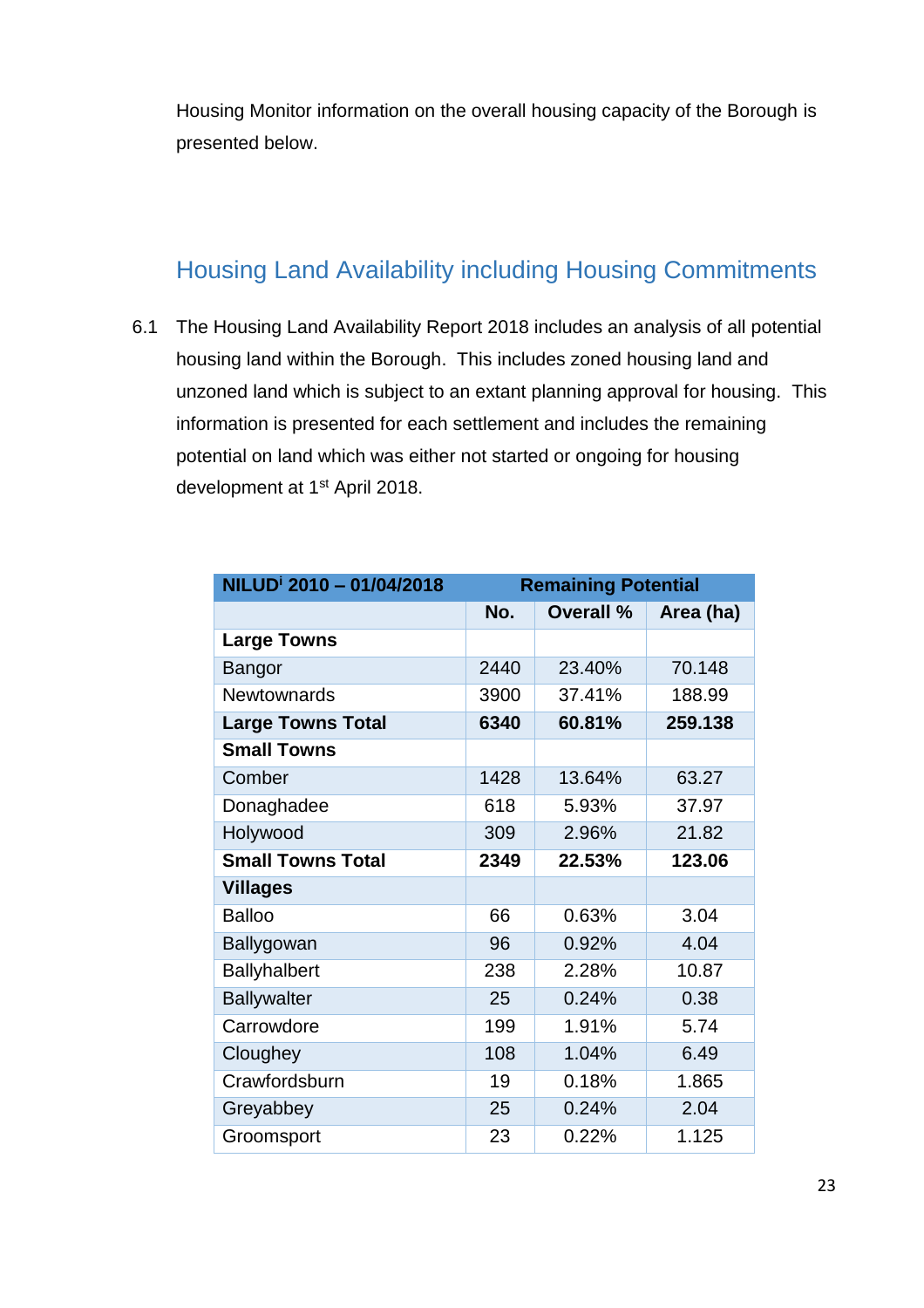Housing Monitor information on the overall housing capacity of the Borough is presented below.

## Housing Land Availability including Housing Commitments

6.1 The Housing Land Availability Report 2018 includes an analysis of all potential housing land within the Borough. This includes zoned housing land and unzoned land which is subject to an extant planning approval for housing. This information is presented for each settlement and includes the remaining potential on land which was either not started or ongoing for housing development at 1st April 2018.

| **NILUD[i] 2010 – 01/04/2018** | **Remaining Potential** | | |
|---|---|---|---|
| | **No.** | **Overall %** | **Area (ha)** |
| **Large Towns** | | | |
| Bangor | 2440 | 23.40% | 70.148 |
| Newtownards | 3900 | 37.41% | 188.99 |
| **Large Towns Total** | **6340** | **60.81%** | **259.138** |
| **Small Towns** | | | |
| Comber | 1428 | 13.64% | 63.27 |
| Donaghadee | 618 | 5.93% | 37.97 |
| Holywood | 309 | 2.96% | 21.82 |
| **Small Towns Total** | **2349** | **22.53%** | **123.06** |
| **Villages** | | | |
| Balloo | 66 | 0.63% | 3.04 |
| Ballygowan | 96 | 0.92% | 4.04 |
| Ballyhalbert | 238 | 2.28% | 10.87 |
| Ballywalter | 25 | 0.24% | 0.38 |
| Carrowdore | 199 | 1.91% | 5.74 |
| Cloughey | 108 | 1.04% | 6.49 |
| Crawfordsburn | 19 | 0.18% | 1.865 |
| Greyabbey | 25 | 0.24% | 2.04 |
| Groomsport | 23 | 0.22% | 1.125 |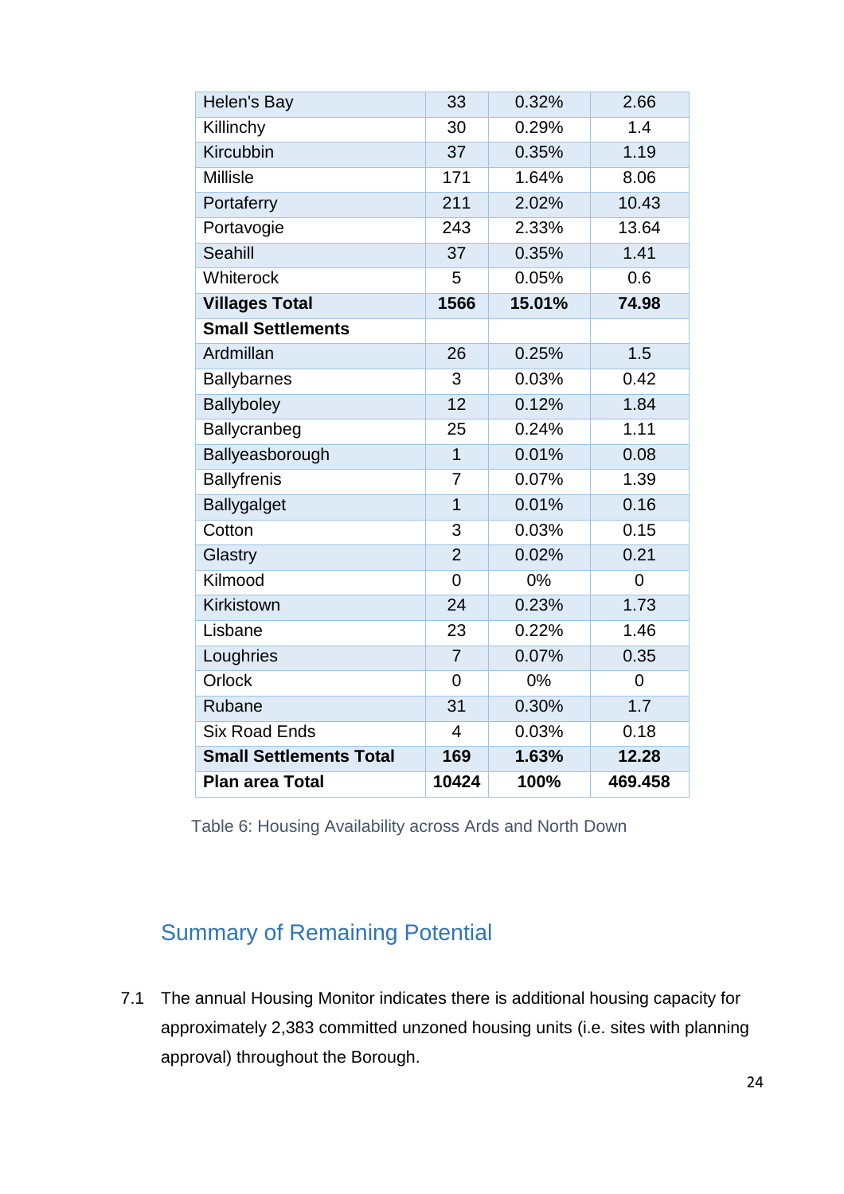| | | | |
|---|---|---|---|
| Helen's Bay | 33 | 0.32% | 2.66 |
| Killinchy | 30 | 0.29% | 1.4 |
| Kircubbin | 37 | 0.35% | 1.19 |
| Millisle | 171 | 1.64% | 8.06 |
| Portaferry | 211 | 2.02% | 10.43 |
| Portavogie | 243 | 2.33% | 13.64 |
| Seahill | 37 | 0.35% | 1.41 |
| Whiterock | 5 | 0.05% | 0.6 |
| **Villages Total** | **1566** | **15.01%** | **74.98** |
| **Small Settlements** | | | |
| Ardmillan | 26 | 0.25% | 1.5 |
| Ballybarnes | 3 | 0.03% | 0.42 |
| Ballyboley | 12 | 0.12% | 1.84 |
| Ballycranbeg | 25 | 0.24% | 1.11 |
| Ballyeasborough | 1 | 0.01% | 0.08 |
| Ballyfrenis | 7 | 0.07% | 1.39 |
| Ballygalget | 1 | 0.01% | 0.16 |
| Cotton | 3 | 0.03% | 0.15 |
| Glastry | 2 | 0.02% | 0.21 |
| Kilmood | 0 | 0% | 0 |
| Kirkistown | 24 | 0.23% | 1.73 |
| Lisbane | 23 | 0.22% | 1.46 |
| Loughries | 7 | 0.07% | 0.35 |
| Orlock | 0 | 0% | 0 |
| Rubane | 31 | 0.30% | 1.7 |
| Six Road Ends | 4 | 0.03% | 0.18 |
| **Small Settlements Total** | **169** | **1.63%** | **12.28** |
| **Plan area Total** | **10424** | **100%** | **469.458** |

Table 6: Housing Availability across Ards and North Down

## Summary of Remaining Potential

7.1 The annual Housing Monitor indicates there is additional housing capacity for approximately 2,383 committed unzoned housing units (i.e. sites with planning approval) throughout the Borough.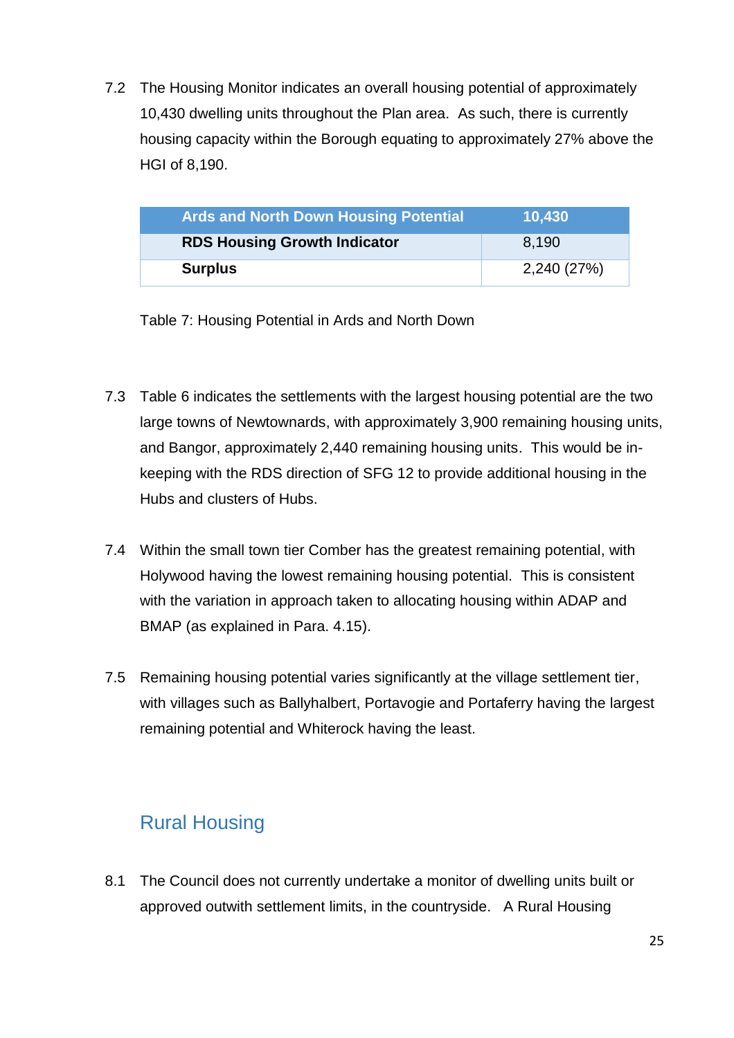7.2 The Housing Monitor indicates an overall housing potential of approximately 10,430 dwelling units throughout the Plan area. As such, there is currently housing capacity within the Borough equating to approximately 27% above the HGI of 8,190.

| Ards and North Down Housing Potential | 10,430 |
|---|---|
| **RDS Housing Growth Indicator** | 8,190 |
| **Surplus** | 2,240 (27%) |

Table 7: Housing Potential in Ards and North Down

7.3 Table 6 indicates the settlements with the largest housing potential are the two large towns of Newtownards, with approximately 3,900 remaining housing units, and Bangor, approximately 2,440 remaining housing units. This would be in-keeping with the RDS direction of SFG 12 to provide additional housing in the Hubs and clusters of Hubs.

7.4 Within the small town tier Comber has the greatest remaining potential, with Holywood having the lowest remaining housing potential. This is consistent with the variation in approach taken to allocating housing within ADAP and BMAP (as explained in Para. 4.15).

7.5 Remaining housing potential varies significantly at the village settlement tier, with villages such as Ballyhalbert, Portavogie and Portaferry having the largest remaining potential and Whiterock having the least.

## Rural Housing

8.1 The Council does not currently undertake a monitor of dwelling units built or approved outwith settlement limits, in the countryside. A Rural Housing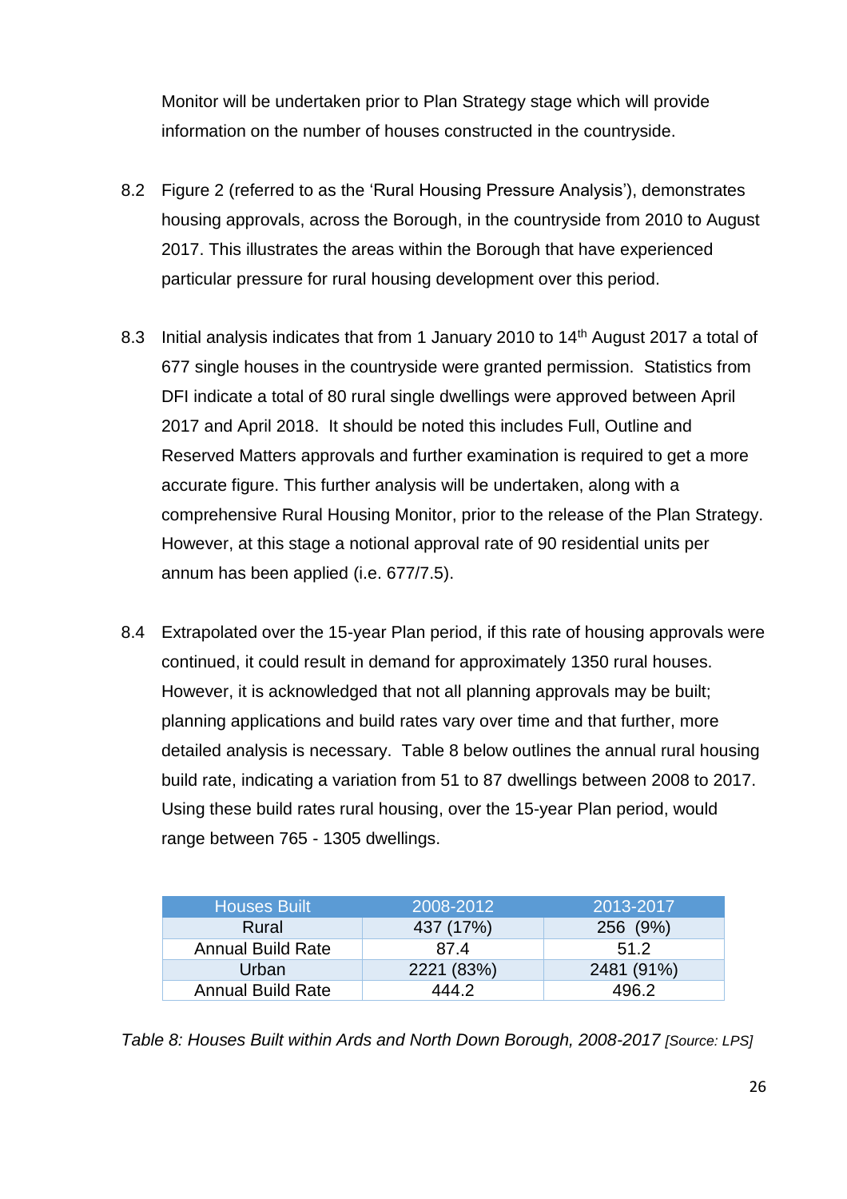Monitor will be undertaken prior to Plan Strategy stage which will provide information on the number of houses constructed in the countryside.

8.2 Figure 2 (referred to as the 'Rural Housing Pressure Analysis'), demonstrates housing approvals, across the Borough, in the countryside from 2010 to August 2017. This illustrates the areas within the Borough that have experienced particular pressure for rural housing development over this period.

8.3 Initial analysis indicates that from 1 January 2010 to 14th August 2017 a total of 677 single houses in the countryside were granted permission. Statistics from DFI indicate a total of 80 rural single dwellings were approved between April 2017 and April 2018. It should be noted this includes Full, Outline and Reserved Matters approvals and further examination is required to get a more accurate figure. This further analysis will be undertaken, along with a comprehensive Rural Housing Monitor, prior to the release of the Plan Strategy. However, at this stage a notional approval rate of 90 residential units per annum has been applied (i.e. 677/7.5).

8.4 Extrapolated over the 15-year Plan period, if this rate of housing approvals were continued, it could result in demand for approximately 1350 rural houses. However, it is acknowledged that not all planning approvals may be built; planning applications and build rates vary over time and that further, more detailed analysis is necessary. Table 8 below outlines the annual rural housing build rate, indicating a variation from 51 to 87 dwellings between 2008 to 2017. Using these build rates rural housing, over the 15-year Plan period, would range between 765 - 1305 dwellings.

| Houses Built | 2008-2012 | 2013-2017 |
|---|---|---|
| Rural | 437 (17%) | 256 (9%) |
| Annual Build Rate | 87.4 | 51.2 |
| Urban | 2221 (83%) | 2481 (91%) |
| Annual Build Rate | 444.2 | 496.2 |

*Table 8: Houses Built within Ards and North Down Borough, 2008-2017* *[Source: LPS]*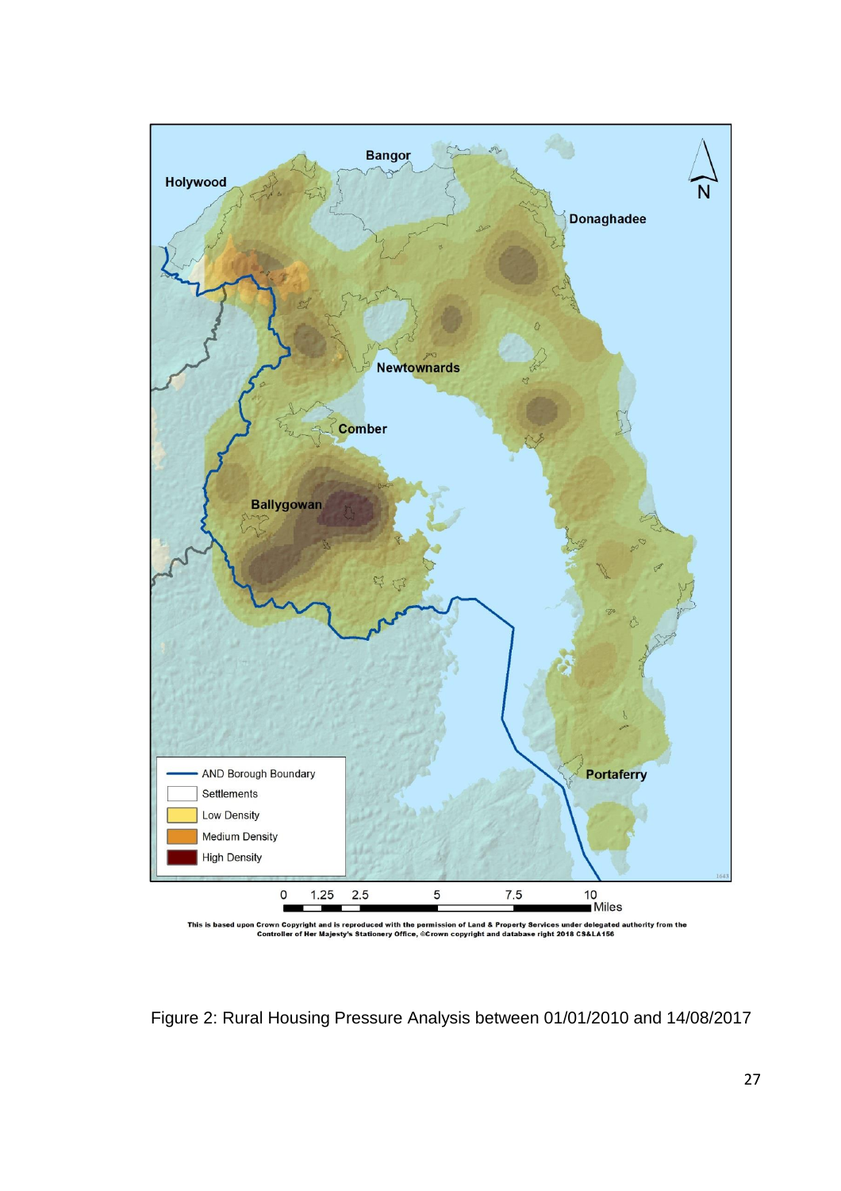This is based upon Crown Copyright and is reproduced with the permission of Land & Property Services under delegated authority from the Controller of Her Majesty's Stationery Office, ©Crown copyright and database right 2018 CS&LA156

Figure 2: Rural Housing Pressure Analysis between 01/01/2010 and 14/08/2017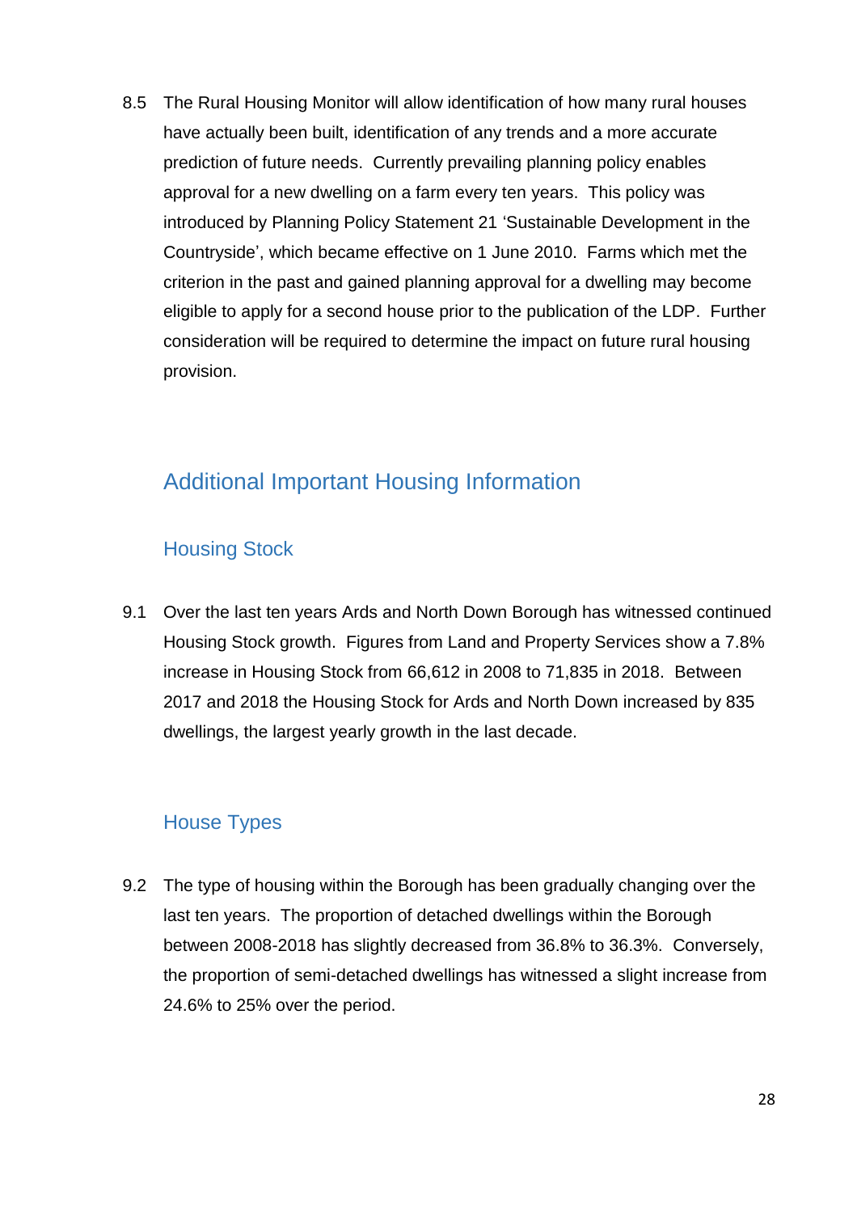8.5 The Rural Housing Monitor will allow identification of how many rural houses have actually been built, identification of any trends and a more accurate prediction of future needs. Currently prevailing planning policy enables approval for a new dwelling on a farm every ten years. This policy was introduced by Planning Policy Statement 21 'Sustainable Development in the Countryside', which became effective on 1 June 2010. Farms which met the criterion in the past and gained planning approval for a dwelling may become eligible to apply for a second house prior to the publication of the LDP. Further consideration will be required to determine the impact on future rural housing provision.

## Additional Important Housing Information

### Housing Stock

9.1 Over the last ten years Ards and North Down Borough has witnessed continued Housing Stock growth. Figures from Land and Property Services show a 7.8% increase in Housing Stock from 66,612 in 2008 to 71,835 in 2018. Between 2017 and 2018 the Housing Stock for Ards and North Down increased by 835 dwellings, the largest yearly growth in the last decade.

### House Types

9.2 The type of housing within the Borough has been gradually changing over the last ten years. The proportion of detached dwellings within the Borough between 2008-2018 has slightly decreased from 36.8% to 36.3%. Conversely, the proportion of semi-detached dwellings has witnessed a slight increase from 24.6% to 25% over the period.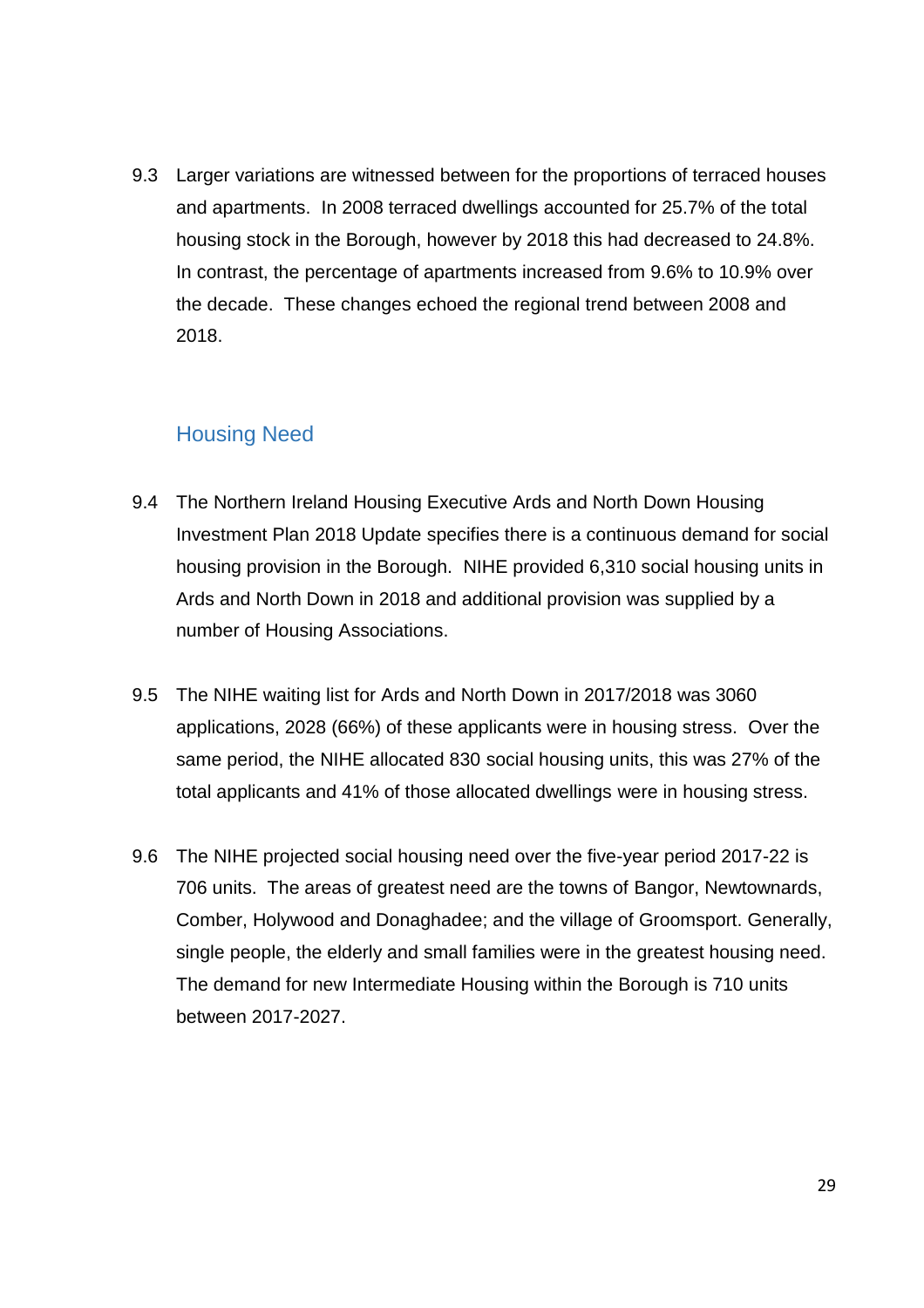9.3 Larger variations are witnessed between for the proportions of terraced houses and apartments. In 2008 terraced dwellings accounted for 25.7% of the total housing stock in the Borough, however by 2018 this had decreased to 24.8%. In contrast, the percentage of apartments increased from 9.6% to 10.9% over the decade. These changes echoed the regional trend between 2008 and 2018.

## Housing Need

9.4 The Northern Ireland Housing Executive Ards and North Down Housing Investment Plan 2018 Update specifies there is a continuous demand for social housing provision in the Borough. NIHE provided 6,310 social housing units in Ards and North Down in 2018 and additional provision was supplied by a number of Housing Associations.

9.5 The NIHE waiting list for Ards and North Down in 2017/2018 was 3060 applications, 2028 (66%) of these applicants were in housing stress. Over the same period, the NIHE allocated 830 social housing units, this was 27% of the total applicants and 41% of those allocated dwellings were in housing stress.

9.6 The NIHE projected social housing need over the five-year period 2017-22 is 706 units. The areas of greatest need are the towns of Bangor, Newtownards, Comber, Holywood and Donaghadee; and the village of Groomsport. Generally, single people, the elderly and small families were in the greatest housing need. The demand for new Intermediate Housing within the Borough is 710 units between 2017-2027.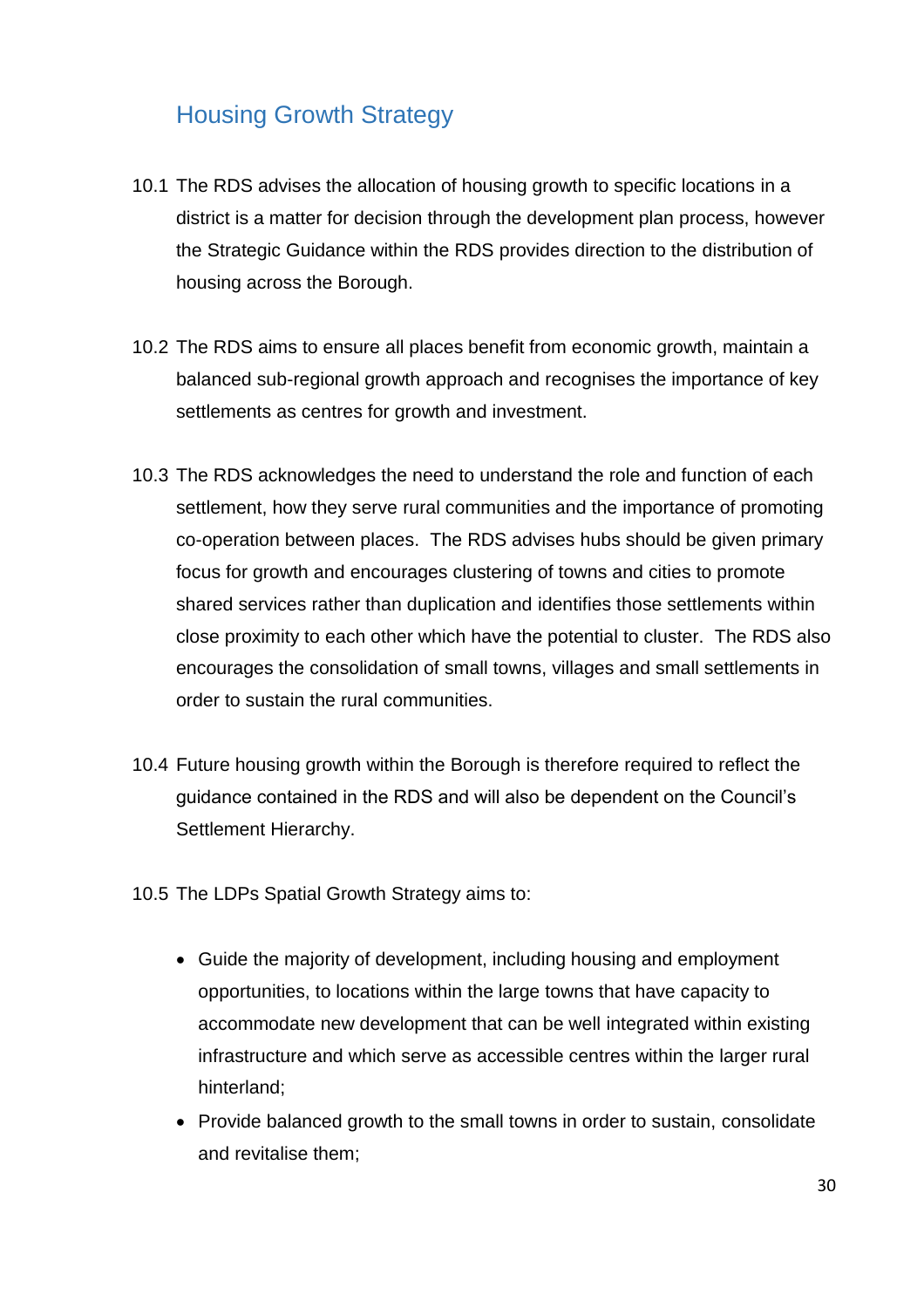## Housing Growth Strategy

10.1 The RDS advises the allocation of housing growth to specific locations in a district is a matter for decision through the development plan process, however the Strategic Guidance within the RDS provides direction to the distribution of housing across the Borough.

10.2 The RDS aims to ensure all places benefit from economic growth, maintain a balanced sub-regional growth approach and recognises the importance of key settlements as centres for growth and investment.

10.3 The RDS acknowledges the need to understand the role and function of each settlement, how they serve rural communities and the importance of promoting co-operation between places. The RDS advises hubs should be given primary focus for growth and encourages clustering of towns and cities to promote shared services rather than duplication and identifies those settlements within close proximity to each other which have the potential to cluster. The RDS also encourages the consolidation of small towns, villages and small settlements in order to sustain the rural communities.

10.4 Future housing growth within the Borough is therefore required to reflect the guidance contained in the RDS and will also be dependent on the Council's Settlement Hierarchy.

10.5 The LDPs Spatial Growth Strategy aims to:

- Guide the majority of development, including housing and employment opportunities, to locations within the large towns that have capacity to accommodate new development that can be well integrated within existing infrastructure and which serve as accessible centres within the larger rural hinterland;
- Provide balanced growth to the small towns in order to sustain, consolidate and revitalise them;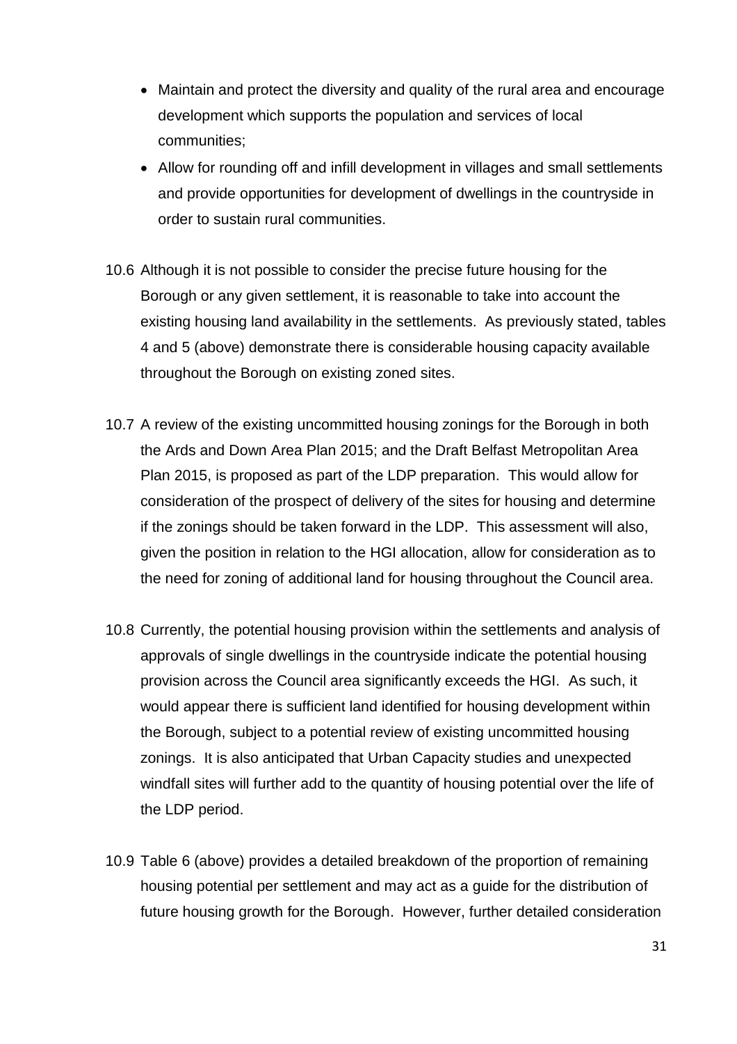- Maintain and protect the diversity and quality of the rural area and encourage development which supports the population and services of local communities;
- Allow for rounding off and infill development in villages and small settlements and provide opportunities for development of dwellings in the countryside in order to sustain rural communities.

10.6 Although it is not possible to consider the precise future housing for the Borough or any given settlement, it is reasonable to take into account the existing housing land availability in the settlements. As previously stated, tables 4 and 5 (above) demonstrate there is considerable housing capacity available throughout the Borough on existing zoned sites.

10.7 A review of the existing uncommitted housing zonings for the Borough in both the Ards and Down Area Plan 2015; and the Draft Belfast Metropolitan Area Plan 2015, is proposed as part of the LDP preparation. This would allow for consideration of the prospect of delivery of the sites for housing and determine if the zonings should be taken forward in the LDP. This assessment will also, given the position in relation to the HGI allocation, allow for consideration as to the need for zoning of additional land for housing throughout the Council area.

10.8 Currently, the potential housing provision within the settlements and analysis of approvals of single dwellings in the countryside indicate the potential housing provision across the Council area significantly exceeds the HGI. As such, it would appear there is sufficient land identified for housing development within the Borough, subject to a potential review of existing uncommitted housing zonings. It is also anticipated that Urban Capacity studies and unexpected windfall sites will further add to the quantity of housing potential over the life of the LDP period.

10.9 Table 6 (above) provides a detailed breakdown of the proportion of remaining housing potential per settlement and may act as a guide for the distribution of future housing growth for the Borough. However, further detailed consideration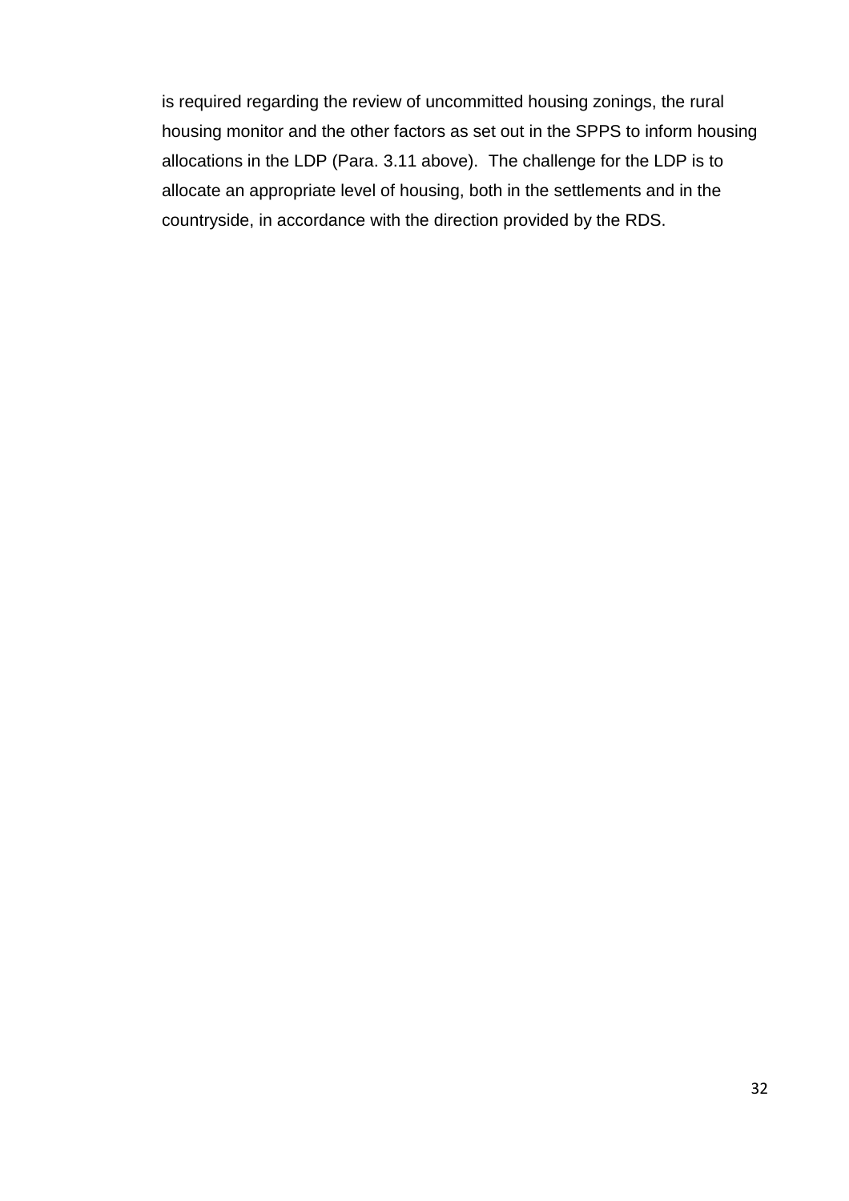is required regarding the review of uncommitted housing zonings, the rural housing monitor and the other factors as set out in the SPPS to inform housing allocations in the LDP (Para. 3.11 above). The challenge for the LDP is to allocate an appropriate level of housing, both in the settlements and in the countryside, in accordance with the direction provided by the RDS.